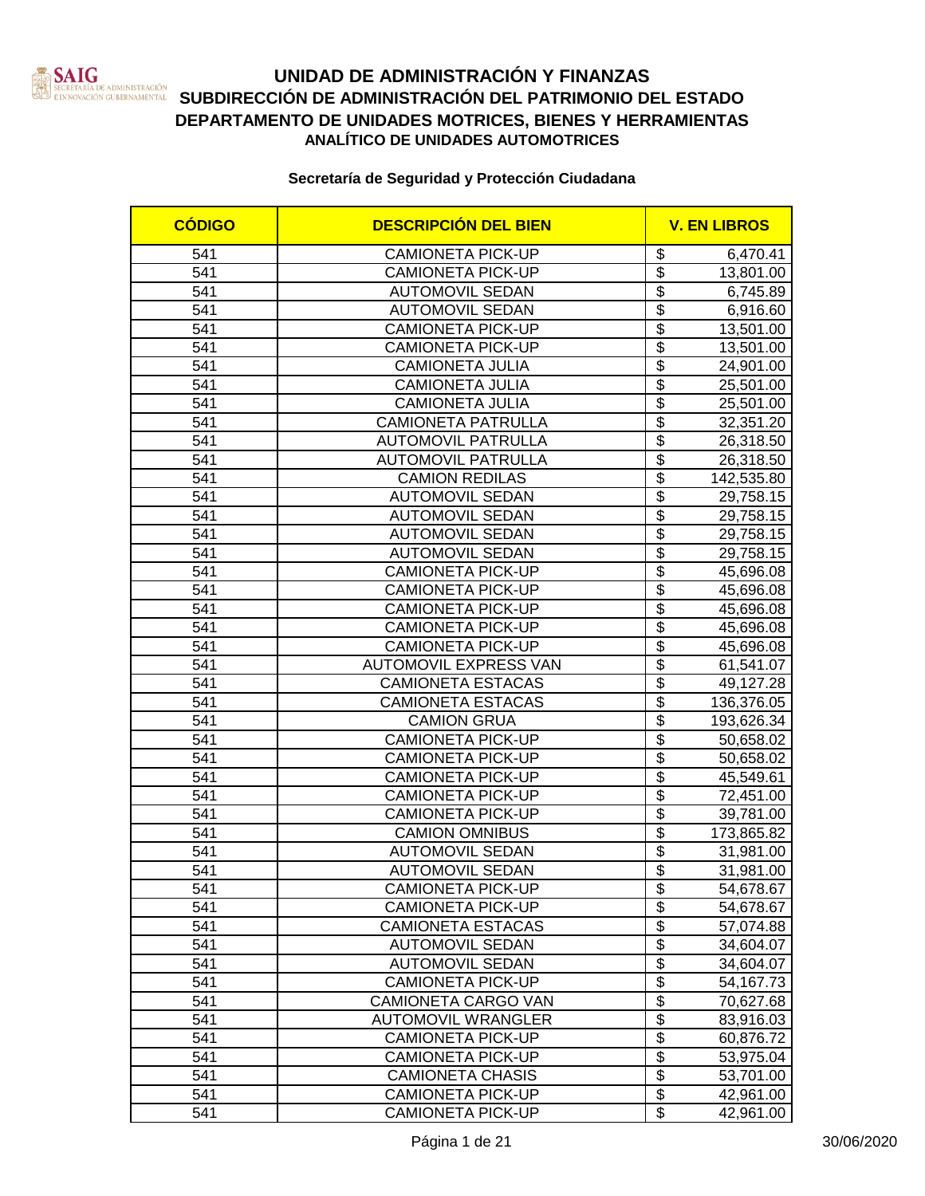# UNIDAD DE ADMINISTRACIÓN Y FINANZAS
## SUBDIRECCIÓN DE ADMINISTRACIÓN DEL PATRIMONIO DEL ESTADO
## DEPARTAMENTO DE UNIDADES MOTRICES, BIENES Y HERRAMIENTAS
### ANALÍTICO DE UNIDADES AUTOMOTRICES

**Secretaría de Seguridad y Protección Ciudadana**

| CÓDIGO | DESCRIPCIÓN DEL BIEN | V. EN LIBROS |
|---|---|---|
| 541 | CAMIONETA PICK-UP | $ 6,470.41 |
| 541 | CAMIONETA PICK-UP | $ 13,801.00 |
| 541 | AUTOMOVIL SEDAN | $ 6,745.89 |
| 541 | AUTOMOVIL SEDAN | $ 6,916.60 |
| 541 | CAMIONETA PICK-UP | $ 13,501.00 |
| 541 | CAMIONETA PICK-UP | $ 13,501.00 |
| 541 | CAMIONETA JULIA | $ 24,901.00 |
| 541 | CAMIONETA JULIA | $ 25,501.00 |
| 541 | CAMIONETA JULIA | $ 25,501.00 |
| 541 | CAMIONETA PATRULLA | $ 32,351.20 |
| 541 | AUTOMOVIL PATRULLA | $ 26,318.50 |
| 541 | AUTOMOVIL PATRULLA | $ 26,318.50 |
| 541 | CAMION REDILAS | $ 142,535.80 |
| 541 | AUTOMOVIL SEDAN | $ 29,758.15 |
| 541 | AUTOMOVIL SEDAN | $ 29,758.15 |
| 541 | AUTOMOVIL SEDAN | $ 29,758.15 |
| 541 | AUTOMOVIL SEDAN | $ 29,758.15 |
| 541 | CAMIONETA PICK-UP | $ 45,696.08 |
| 541 | CAMIONETA PICK-UP | $ 45,696.08 |
| 541 | CAMIONETA PICK-UP | $ 45,696.08 |
| 541 | CAMIONETA PICK-UP | $ 45,696.08 |
| 541 | CAMIONETA PICK-UP | $ 45,696.08 |
| 541 | AUTOMOVIL EXPRESS VAN | $ 61,541.07 |
| 541 | CAMIONETA ESTACAS | $ 49,127.28 |
| 541 | CAMIONETA ESTACAS | $ 136,376.05 |
| 541 | CAMION GRUA | $ 193,626.34 |
| 541 | CAMIONETA PICK-UP | $ 50,658.02 |
| 541 | CAMIONETA PICK-UP | $ 50,658.02 |
| 541 | CAMIONETA PICK-UP | $ 45,549.61 |
| 541 | CAMIONETA PICK-UP | $ 72,451.00 |
| 541 | CAMIONETA PICK-UP | $ 39,781.00 |
| 541 | CAMION OMNIBUS | $ 173,865.82 |
| 541 | AUTOMOVIL SEDAN | $ 31,981.00 |
| 541 | AUTOMOVIL SEDAN | $ 31,981.00 |
| 541 | CAMIONETA PICK-UP | $ 54,678.67 |
| 541 | CAMIONETA PICK-UP | $ 54,678.67 |
| 541 | CAMIONETA ESTACAS | $ 57,074.88 |
| 541 | AUTOMOVIL SEDAN | $ 34,604.07 |
| 541 | AUTOMOVIL SEDAN | $ 34,604.07 |
| 541 | CAMIONETA PICK-UP | $ 54,167.73 |
| 541 | CAMIONETA CARGO VAN | $ 70,627.68 |
| 541 | AUTOMOVIL WRANGLER | $ 83,916.03 |
| 541 | CAMIONETA PICK-UP | $ 60,876.72 |
| 541 | CAMIONETA PICK-UP | $ 53,975.04 |
| 541 | CAMIONETA CHASIS | $ 53,701.00 |
| 541 | CAMIONETA PICK-UP | $ 42,961.00 |
| 541 | CAMIONETA PICK-UP | $ 42,961.00 |

30/06/2020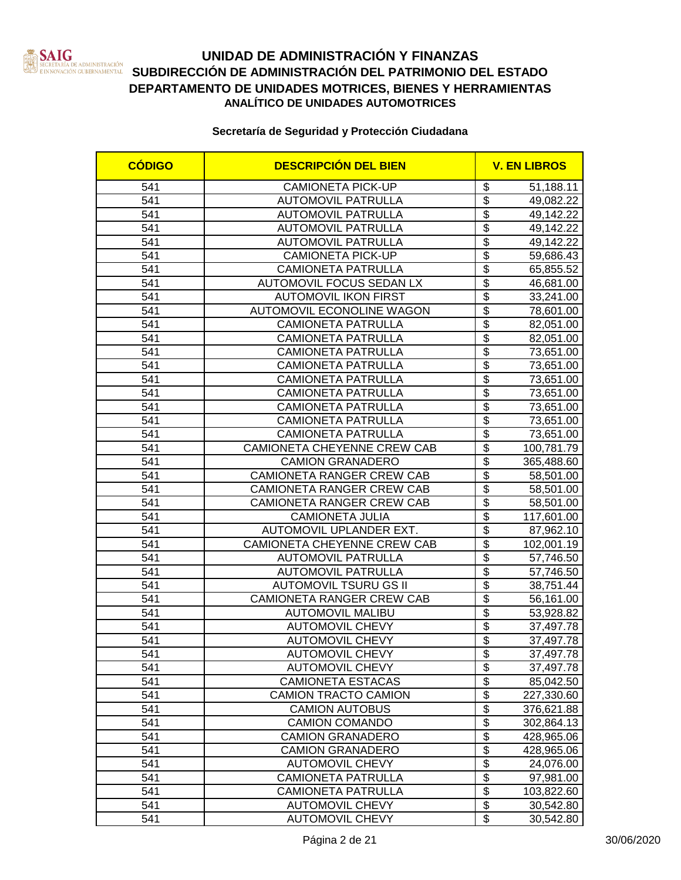# UNIDAD DE ADMINISTRACIÓN Y FINANZAS
## SUBDIRECCIÓN DE ADMINISTRACIÓN DEL PATRIMONIO DEL ESTADO
## DEPARTAMENTO DE UNIDADES MOTRICES, BIENES Y HERRAMIENTAS
### ANALÍTICO DE UNIDADES AUTOMOTRICES

**Secretaría de Seguridad y Protección Ciudadana**

| CÓDIGO | DESCRIPCIÓN DEL BIEN | V. EN LIBROS | |
|---|---|---|---|
| 541 | CAMIONETA PICK-UP | $ | 51,188.11 |
| 541 | AUTOMOVIL PATRULLA | $ | 49,082.22 |
| 541 | AUTOMOVIL PATRULLA | $ | 49,142.22 |
| 541 | AUTOMOVIL PATRULLA | $ | 49,142.22 |
| 541 | AUTOMOVIL PATRULLA | $ | 49,142.22 |
| 541 | CAMIONETA PICK-UP | $ | 59,686.43 |
| 541 | CAMIONETA PATRULLA | $ | 65,855.52 |
| 541 | AUTOMOVIL FOCUS SEDAN LX | $ | 46,681.00 |
| 541 | AUTOMOVIL IKON FIRST | $ | 33,241.00 |
| 541 | AUTOMOVIL ECONOLINE WAGON | $ | 78,601.00 |
| 541 | CAMIONETA PATRULLA | $ | 82,051.00 |
| 541 | CAMIONETA PATRULLA | $ | 82,051.00 |
| 541 | CAMIONETA PATRULLA | $ | 73,651.00 |
| 541 | CAMIONETA PATRULLA | $ | 73,651.00 |
| 541 | CAMIONETA PATRULLA | $ | 73,651.00 |
| 541 | CAMIONETA PATRULLA | $ | 73,651.00 |
| 541 | CAMIONETA PATRULLA | $ | 73,651.00 |
| 541 | CAMIONETA PATRULLA | $ | 73,651.00 |
| 541 | CAMIONETA PATRULLA | $ | 73,651.00 |
| 541 | CAMIONETA CHEYENNE CREW CAB | $ | 100,781.79 |
| 541 | CAMION GRANADERO | $ | 365,488.60 |
| 541 | CAMIONETA RANGER CREW CAB | $ | 58,501.00 |
| 541 | CAMIONETA RANGER CREW CAB | $ | 58,501.00 |
| 541 | CAMIONETA RANGER CREW CAB | $ | 58,501.00 |
| 541 | CAMIONETA JULIA | $ | 117,601.00 |
| 541 | AUTOMOVIL UPLANDER EXT. | $ | 87,962.10 |
| 541 | CAMIONETA CHEYENNE CREW CAB | $ | 102,001.19 |
| 541 | AUTOMOVIL PATRULLA | $ | 57,746.50 |
| 541 | AUTOMOVIL PATRULLA | $ | 57,746.50 |
| 541 | AUTOMOVIL TSURU GS II | $ | 38,751.44 |
| 541 | CAMIONETA RANGER CREW CAB | $ | 56,161.00 |
| 541 | AUTOMOVIL MALIBU | $ | 53,928.82 |
| 541 | AUTOMOVIL CHEVY | $ | 37,497.78 |
| 541 | AUTOMOVIL CHEVY | $ | 37,497.78 |
| 541 | AUTOMOVIL CHEVY | $ | 37,497.78 |
| 541 | AUTOMOVIL CHEVY | $ | 37,497.78 |
| 541 | CAMIONETA ESTACAS | $ | 85,042.50 |
| 541 | CAMION TRACTO CAMION | $ | 227,330.60 |
| 541 | CAMION AUTOBUS | $ | 376,621.88 |
| 541 | CAMION COMANDO | $ | 302,864.13 |
| 541 | CAMION GRANADERO | $ | 428,965.06 |
| 541 | CAMION GRANADERO | $ | 428,965.06 |
| 541 | AUTOMOVIL CHEVY | $ | 24,076.00 |
| 541 | CAMIONETA PATRULLA | $ | 97,981.00 |
| 541 | CAMIONETA PATRULLA | $ | 103,822.60 |
| 541 | AUTOMOVIL CHEVY | $ | 30,542.80 |
| 541 | AUTOMOVIL CHEVY | $ | 30,542.80 |

30/06/2020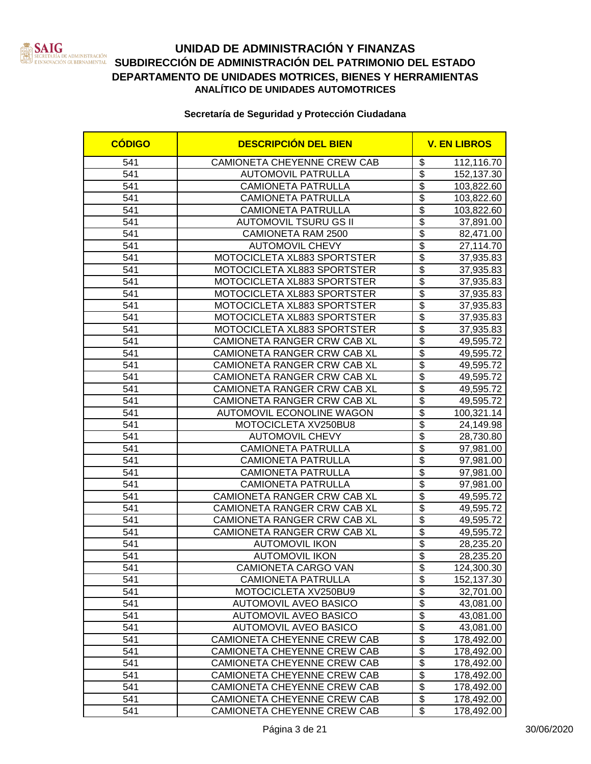# UNIDAD DE ADMINISTRACIÓN Y FINANZAS
## SUBDIRECCIÓN DE ADMINISTRACIÓN DEL PATRIMONIO DEL ESTADO
## DEPARTAMENTO DE UNIDADES MOTRICES, BIENES Y HERRAMIENTAS
### ANALÍTICO DE UNIDADES AUTOMOTRICES

**Secretaría de Seguridad y Protección Ciudadana**

| CÓDIGO | DESCRIPCIÓN DEL BIEN | V. EN LIBROS |
|---|---|---|
| 541 | CAMIONETA CHEYENNE CREW CAB | $ 112,116.70 |
| 541 | AUTOMOVIL PATRULLA | $ 152,137.30 |
| 541 | CAMIONETA PATRULLA | $ 103,822.60 |
| 541 | CAMIONETA PATRULLA | $ 103,822.60 |
| 541 | CAMIONETA PATRULLA | $ 103,822.60 |
| 541 | AUTOMOVIL TSURU GS II | $ 37,891.00 |
| 541 | CAMIONETA RAM 2500 | $ 82,471.00 |
| 541 | AUTOMOVIL CHEVY | $ 27,114.70 |
| 541 | MOTOCICLETA XL883 SPORTSTER | $ 37,935.83 |
| 541 | MOTOCICLETA XL883 SPORTSTER | $ 37,935.83 |
| 541 | MOTOCICLETA XL883 SPORTSTER | $ 37,935.83 |
| 541 | MOTOCICLETA XL883 SPORTSTER | $ 37,935.83 |
| 541 | MOTOCICLETA XL883 SPORTSTER | $ 37,935.83 |
| 541 | MOTOCICLETA XL883 SPORTSTER | $ 37,935.83 |
| 541 | MOTOCICLETA XL883 SPORTSTER | $ 37,935.83 |
| 541 | CAMIONETA RANGER CRW CAB XL | $ 49,595.72 |
| 541 | CAMIONETA RANGER CRW CAB XL | $ 49,595.72 |
| 541 | CAMIONETA RANGER CRW CAB XL | $ 49,595.72 |
| 541 | CAMIONETA RANGER CRW CAB XL | $ 49,595.72 |
| 541 | CAMIONETA RANGER CRW CAB XL | $ 49,595.72 |
| 541 | CAMIONETA RANGER CRW CAB XL | $ 49,595.72 |
| 541 | AUTOMOVIL ECONOLINE WAGON | $ 100,321.14 |
| 541 | MOTOCICLETA XV250BU8 | $ 24,149.98 |
| 541 | AUTOMOVIL CHEVY | $ 28,730.80 |
| 541 | CAMIONETA PATRULLA | $ 97,981.00 |
| 541 | CAMIONETA PATRULLA | $ 97,981.00 |
| 541 | CAMIONETA PATRULLA | $ 97,981.00 |
| 541 | CAMIONETA PATRULLA | $ 97,981.00 |
| 541 | CAMIONETA RANGER CRW CAB XL | $ 49,595.72 |
| 541 | CAMIONETA RANGER CRW CAB XL | $ 49,595.72 |
| 541 | CAMIONETA RANGER CRW CAB XL | $ 49,595.72 |
| 541 | CAMIONETA RANGER CRW CAB XL | $ 49,595.72 |
| 541 | AUTOMOVIL IKON | $ 28,235.20 |
| 541 | AUTOMOVIL IKON | $ 28,235.20 |
| 541 | CAMIONETA CARGO VAN | $ 124,300.30 |
| 541 | CAMIONETA PATRULLA | $ 152,137.30 |
| 541 | MOTOCICLETA XV250BU9 | $ 32,701.00 |
| 541 | AUTOMOVIL AVEO BASICO | $ 43,081.00 |
| 541 | AUTOMOVIL AVEO BASICO | $ 43,081.00 |
| 541 | AUTOMOVIL AVEO BASICO | $ 43,081.00 |
| 541 | CAMIONETA CHEYENNE CREW CAB | $ 178,492.00 |
| 541 | CAMIONETA CHEYENNE CREW CAB | $ 178,492.00 |
| 541 | CAMIONETA CHEYENNE CREW CAB | $ 178,492.00 |
| 541 | CAMIONETA CHEYENNE CREW CAB | $ 178,492.00 |
| 541 | CAMIONETA CHEYENNE CREW CAB | $ 178,492.00 |
| 541 | CAMIONETA CHEYENNE CREW CAB | $ 178,492.00 |
| 541 | CAMIONETA CHEYENNE CREW CAB | $ 178,492.00 |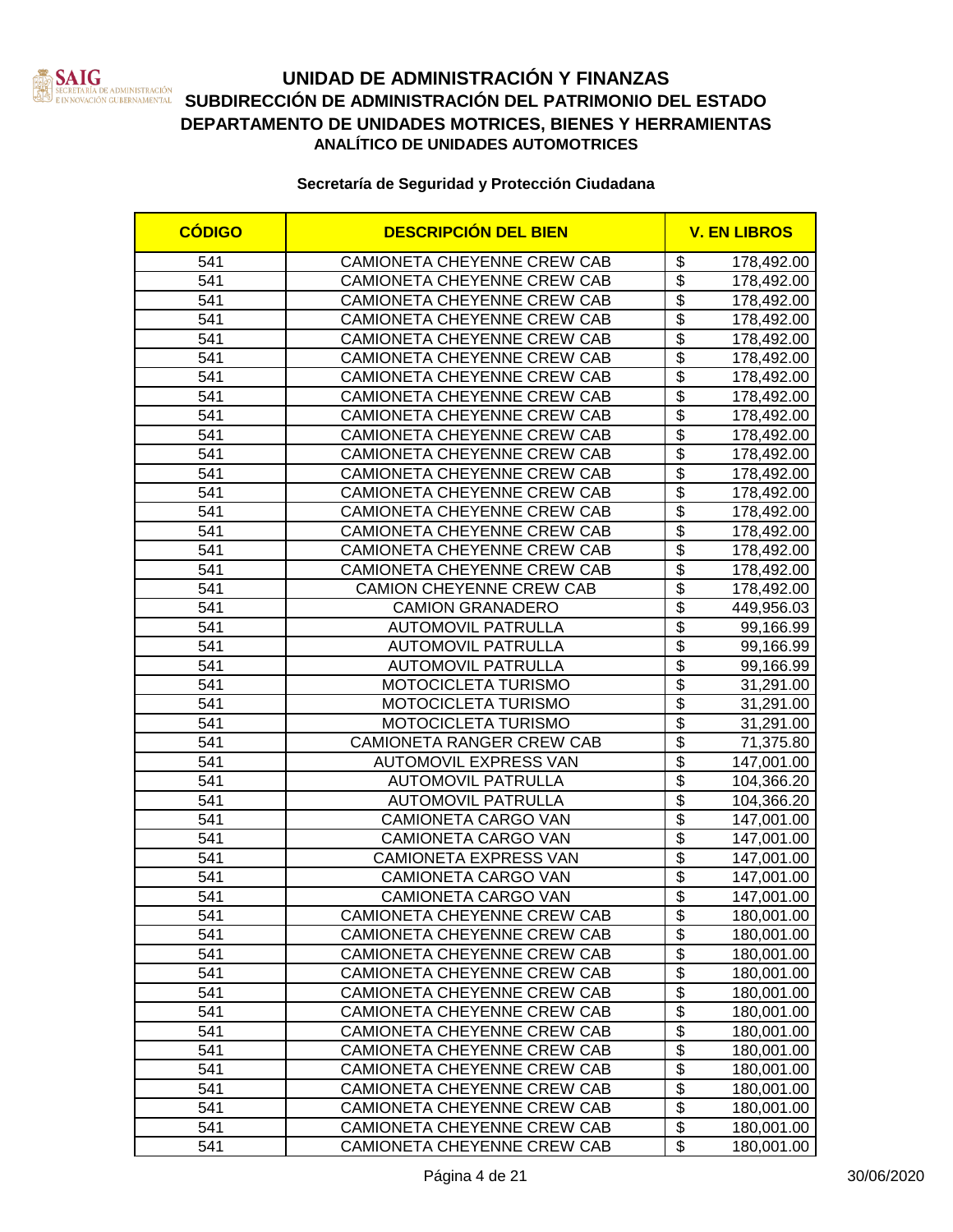# UNIDAD DE ADMINISTRACIÓN Y FINANZAS
## SUBDIRECCIÓN DE ADMINISTRACIÓN DEL PATRIMONIO DEL ESTADO
## DEPARTAMENTO DE UNIDADES MOTRICES, BIENES Y HERRAMIENTAS
### ANALÍTICO DE UNIDADES AUTOMOTRICES

**Secretaría de Seguridad y Protección Ciudadana**

| CÓDIGO | DESCRIPCIÓN DEL BIEN | V. EN LIBROS |
|---|---|---|
| 541 | CAMIONETA CHEYENNE CREW CAB | $ 178,492.00 |
| 541 | CAMIONETA CHEYENNE CREW CAB | $ 178,492.00 |
| 541 | CAMIONETA CHEYENNE CREW CAB | $ 178,492.00 |
| 541 | CAMIONETA CHEYENNE CREW CAB | $ 178,492.00 |
| 541 | CAMIONETA CHEYENNE CREW CAB | $ 178,492.00 |
| 541 | CAMIONETA CHEYENNE CREW CAB | $ 178,492.00 |
| 541 | CAMIONETA CHEYENNE CREW CAB | $ 178,492.00 |
| 541 | CAMIONETA CHEYENNE CREW CAB | $ 178,492.00 |
| 541 | CAMIONETA CHEYENNE CREW CAB | $ 178,492.00 |
| 541 | CAMIONETA CHEYENNE CREW CAB | $ 178,492.00 |
| 541 | CAMIONETA CHEYENNE CREW CAB | $ 178,492.00 |
| 541 | CAMIONETA CHEYENNE CREW CAB | $ 178,492.00 |
| 541 | CAMIONETA CHEYENNE CREW CAB | $ 178,492.00 |
| 541 | CAMIONETA CHEYENNE CREW CAB | $ 178,492.00 |
| 541 | CAMIONETA CHEYENNE CREW CAB | $ 178,492.00 |
| 541 | CAMIONETA CHEYENNE CREW CAB | $ 178,492.00 |
| 541 | CAMIONETA CHEYENNE CREW CAB | $ 178,492.00 |
| 541 | CAMION CHEYENNE CREW CAB | $ 178,492.00 |
| 541 | CAMION GRANADERO | $ 449,956.03 |
| 541 | AUTOMOVIL PATRULLA | $ 99,166.99 |
| 541 | AUTOMOVIL PATRULLA | $ 99,166.99 |
| 541 | AUTOMOVIL PATRULLA | $ 99,166.99 |
| 541 | MOTOCICLETA TURISMO | $ 31,291.00 |
| 541 | MOTOCICLETA TURISMO | $ 31,291.00 |
| 541 | MOTOCICLETA TURISMO | $ 31,291.00 |
| 541 | CAMIONETA RANGER CREW CAB | $ 71,375.80 |
| 541 | AUTOMOVIL EXPRESS VAN | $ 147,001.00 |
| 541 | AUTOMOVIL PATRULLA | $ 104,366.20 |
| 541 | AUTOMOVIL PATRULLA | $ 104,366.20 |
| 541 | CAMIONETA CARGO VAN | $ 147,001.00 |
| 541 | CAMIONETA CARGO VAN | $ 147,001.00 |
| 541 | CAMIONETA EXPRESS VAN | $ 147,001.00 |
| 541 | CAMIONETA CARGO VAN | $ 147,001.00 |
| 541 | CAMIONETA CARGO VAN | $ 147,001.00 |
| 541 | CAMIONETA CHEYENNE CREW CAB | $ 180,001.00 |
| 541 | CAMIONETA CHEYENNE CREW CAB | $ 180,001.00 |
| 541 | CAMIONETA CHEYENNE CREW CAB | $ 180,001.00 |
| 541 | CAMIONETA CHEYENNE CREW CAB | $ 180,001.00 |
| 541 | CAMIONETA CHEYENNE CREW CAB | $ 180,001.00 |
| 541 | CAMIONETA CHEYENNE CREW CAB | $ 180,001.00 |
| 541 | CAMIONETA CHEYENNE CREW CAB | $ 180,001.00 |
| 541 | CAMIONETA CHEYENNE CREW CAB | $ 180,001.00 |
| 541 | CAMIONETA CHEYENNE CREW CAB | $ 180,001.00 |
| 541 | CAMIONETA CHEYENNE CREW CAB | $ 180,001.00 |
| 541 | CAMIONETA CHEYENNE CREW CAB | $ 180,001.00 |
| 541 | CAMIONETA CHEYENNE CREW CAB | $ 180,001.00 |
| 541 | CAMIONETA CHEYENNE CREW CAB | $ 180,001.00 |

30/06/2020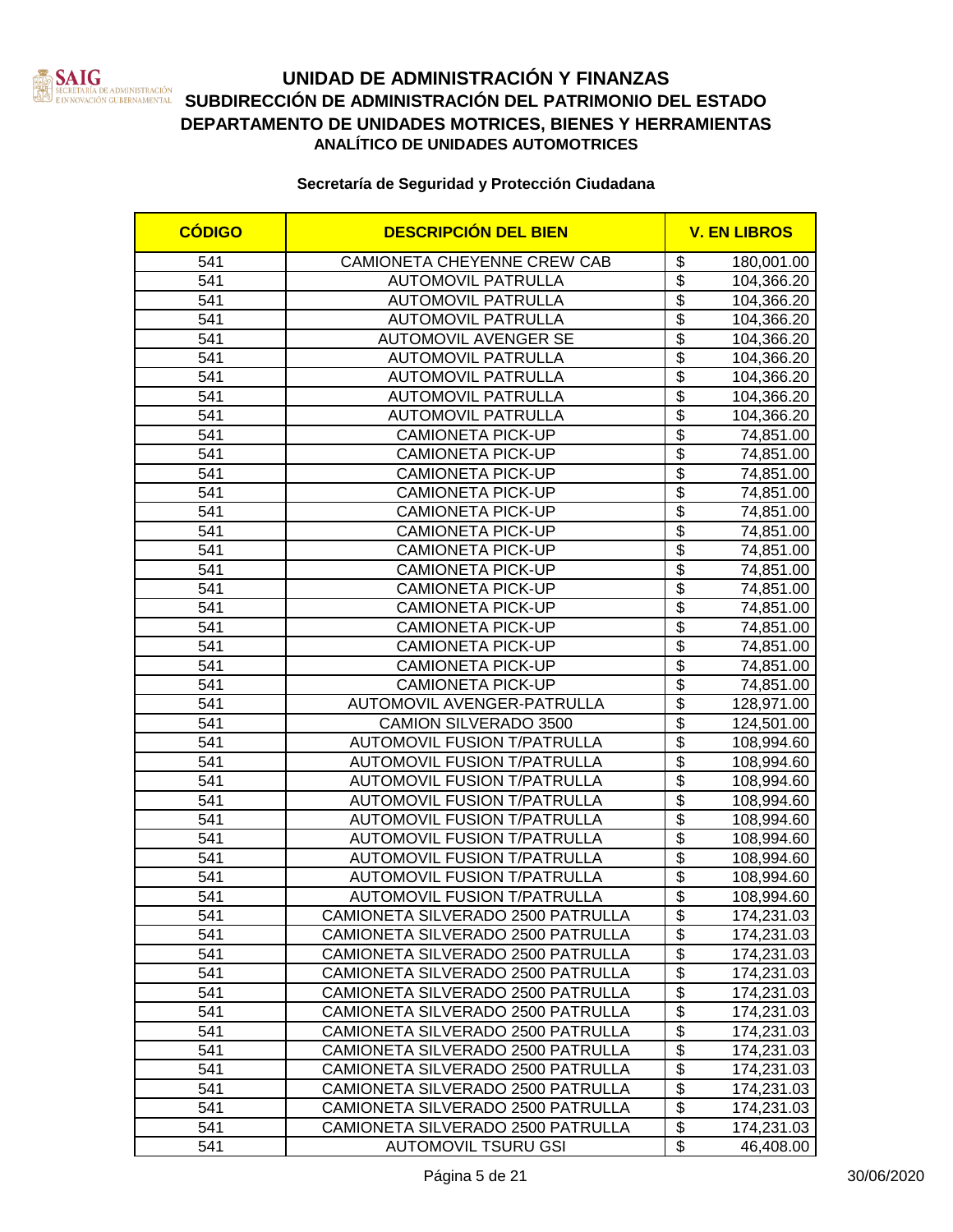# UNIDAD DE ADMINISTRACIÓN Y FINANZAS
## SUBDIRECCIÓN DE ADMINISTRACIÓN DEL PATRIMONIO DEL ESTADO
## DEPARTAMENTO DE UNIDADES MOTRICES, BIENES Y HERRAMIENTAS
### ANALÍTICO DE UNIDADES AUTOMOTRICES

**Secretaría de Seguridad y Protección Ciudadana**

| CÓDIGO | DESCRIPCIÓN DEL BIEN | V. EN LIBROS |
|---|---|---|
| 541 | CAMIONETA CHEYENNE CREW CAB | $ 180,001.00 |
| 541 | AUTOMOVIL PATRULLA | $ 104,366.20 |
| 541 | AUTOMOVIL PATRULLA | $ 104,366.20 |
| 541 | AUTOMOVIL PATRULLA | $ 104,366.20 |
| 541 | AUTOMOVIL AVENGER SE | $ 104,366.20 |
| 541 | AUTOMOVIL PATRULLA | $ 104,366.20 |
| 541 | AUTOMOVIL PATRULLA | $ 104,366.20 |
| 541 | AUTOMOVIL PATRULLA | $ 104,366.20 |
| 541 | AUTOMOVIL PATRULLA | $ 104,366.20 |
| 541 | CAMIONETA PICK-UP | $ 74,851.00 |
| 541 | CAMIONETA PICK-UP | $ 74,851.00 |
| 541 | CAMIONETA PICK-UP | $ 74,851.00 |
| 541 | CAMIONETA PICK-UP | $ 74,851.00 |
| 541 | CAMIONETA PICK-UP | $ 74,851.00 |
| 541 | CAMIONETA PICK-UP | $ 74,851.00 |
| 541 | CAMIONETA PICK-UP | $ 74,851.00 |
| 541 | CAMIONETA PICK-UP | $ 74,851.00 |
| 541 | CAMIONETA PICK-UP | $ 74,851.00 |
| 541 | CAMIONETA PICK-UP | $ 74,851.00 |
| 541 | CAMIONETA PICK-UP | $ 74,851.00 |
| 541 | CAMIONETA PICK-UP | $ 74,851.00 |
| 541 | CAMIONETA PICK-UP | $ 74,851.00 |
| 541 | CAMIONETA PICK-UP | $ 74,851.00 |
| 541 | AUTOMOVIL AVENGER-PATRULLA | $ 128,971.00 |
| 541 | CAMION SILVERADO 3500 | $ 124,501.00 |
| 541 | AUTOMOVIL FUSION T/PATRULLA | $ 108,994.60 |
| 541 | AUTOMOVIL FUSION T/PATRULLA | $ 108,994.60 |
| 541 | AUTOMOVIL FUSION T/PATRULLA | $ 108,994.60 |
| 541 | AUTOMOVIL FUSION T/PATRULLA | $ 108,994.60 |
| 541 | AUTOMOVIL FUSION T/PATRULLA | $ 108,994.60 |
| 541 | AUTOMOVIL FUSION T/PATRULLA | $ 108,994.60 |
| 541 | AUTOMOVIL FUSION T/PATRULLA | $ 108,994.60 |
| 541 | AUTOMOVIL FUSION T/PATRULLA | $ 108,994.60 |
| 541 | AUTOMOVIL FUSION T/PATRULLA | $ 108,994.60 |
| 541 | CAMIONETA SILVERADO 2500 PATRULLA | $ 174,231.03 |
| 541 | CAMIONETA SILVERADO 2500 PATRULLA | $ 174,231.03 |
| 541 | CAMIONETA SILVERADO 2500 PATRULLA | $ 174,231.03 |
| 541 | CAMIONETA SILVERADO 2500 PATRULLA | $ 174,231.03 |
| 541 | CAMIONETA SILVERADO 2500 PATRULLA | $ 174,231.03 |
| 541 | CAMIONETA SILVERADO 2500 PATRULLA | $ 174,231.03 |
| 541 | CAMIONETA SILVERADO 2500 PATRULLA | $ 174,231.03 |
| 541 | CAMIONETA SILVERADO 2500 PATRULLA | $ 174,231.03 |
| 541 | CAMIONETA SILVERADO 2500 PATRULLA | $ 174,231.03 |
| 541 | CAMIONETA SILVERADO 2500 PATRULLA | $ 174,231.03 |
| 541 | CAMIONETA SILVERADO 2500 PATRULLA | $ 174,231.03 |
| 541 | CAMIONETA SILVERADO 2500 PATRULLA | $ 174,231.03 |
| 541 | AUTOMOVIL TSURU GSI | $ 46,408.00 |

30/06/2020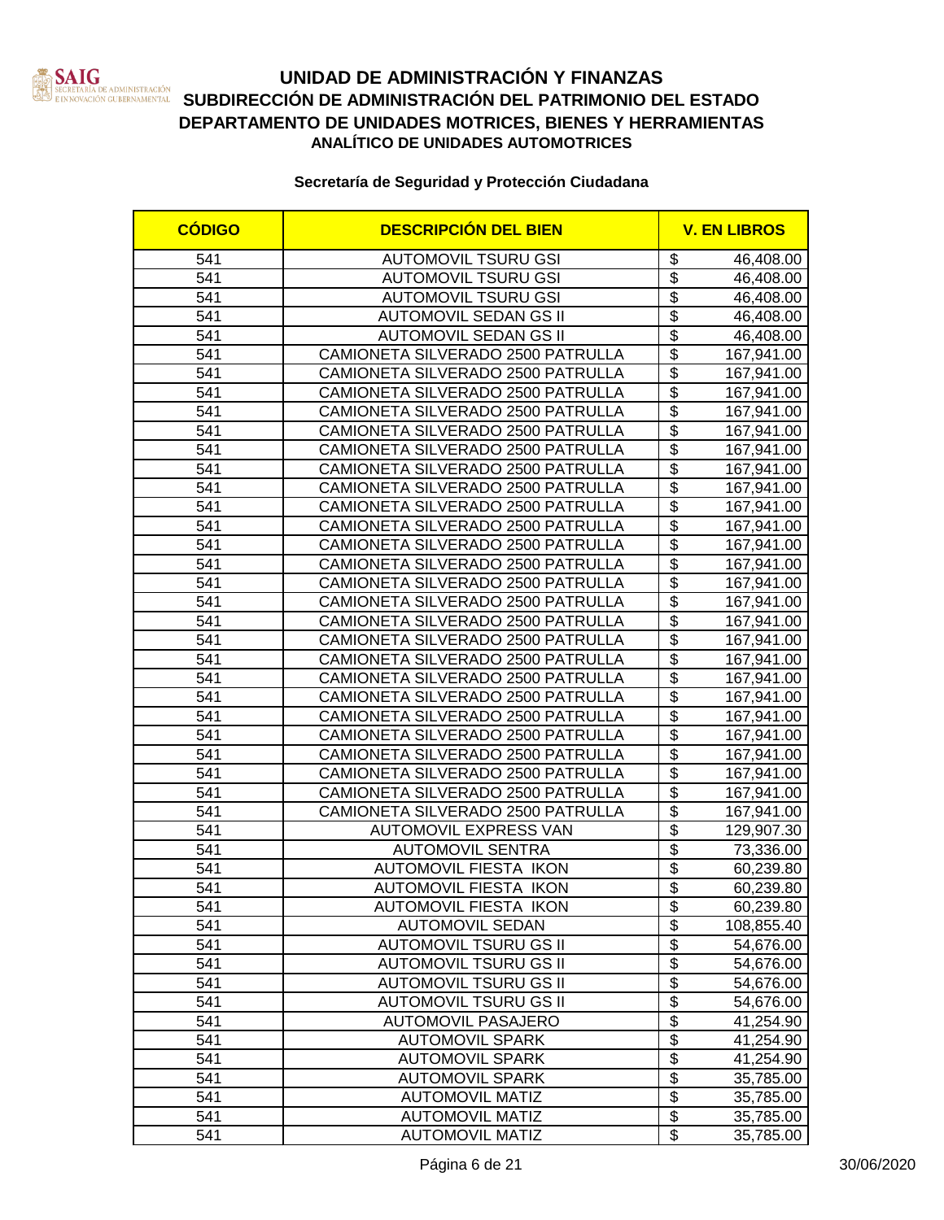# UNIDAD DE ADMINISTRACIÓN Y FINANZAS
## SUBDIRECCIÓN DE ADMINISTRACIÓN DEL PATRIMONIO DEL ESTADO
## DEPARTAMENTO DE UNIDADES MOTRICES, BIENES Y HERRAMIENTAS
### ANALÍTICO DE UNIDADES AUTOMOTRICES

**Secretaría de Seguridad y Protección Ciudadana**

| CÓDIGO | DESCRIPCIÓN DEL BIEN | V. EN LIBROS |
|---|---|---|
| 541 | AUTOMOVIL TSURU GSI | $ 46,408.00 |
| 541 | AUTOMOVIL TSURU GSI | $ 46,408.00 |
| 541 | AUTOMOVIL TSURU GSI | $ 46,408.00 |
| 541 | AUTOMOVIL SEDAN GS II | $ 46,408.00 |
| 541 | AUTOMOVIL SEDAN GS II | $ 46,408.00 |
| 541 | CAMIONETA SILVERADO 2500 PATRULLA | $ 167,941.00 |
| 541 | CAMIONETA SILVERADO 2500 PATRULLA | $ 167,941.00 |
| 541 | CAMIONETA SILVERADO 2500 PATRULLA | $ 167,941.00 |
| 541 | CAMIONETA SILVERADO 2500 PATRULLA | $ 167,941.00 |
| 541 | CAMIONETA SILVERADO 2500 PATRULLA | $ 167,941.00 |
| 541 | CAMIONETA SILVERADO 2500 PATRULLA | $ 167,941.00 |
| 541 | CAMIONETA SILVERADO 2500 PATRULLA | $ 167,941.00 |
| 541 | CAMIONETA SILVERADO 2500 PATRULLA | $ 167,941.00 |
| 541 | CAMIONETA SILVERADO 2500 PATRULLA | $ 167,941.00 |
| 541 | CAMIONETA SILVERADO 2500 PATRULLA | $ 167,941.00 |
| 541 | CAMIONETA SILVERADO 2500 PATRULLA | $ 167,941.00 |
| 541 | CAMIONETA SILVERADO 2500 PATRULLA | $ 167,941.00 |
| 541 | CAMIONETA SILVERADO 2500 PATRULLA | $ 167,941.00 |
| 541 | CAMIONETA SILVERADO 2500 PATRULLA | $ 167,941.00 |
| 541 | CAMIONETA SILVERADO 2500 PATRULLA | $ 167,941.00 |
| 541 | CAMIONETA SILVERADO 2500 PATRULLA | $ 167,941.00 |
| 541 | CAMIONETA SILVERADO 2500 PATRULLA | $ 167,941.00 |
| 541 | CAMIONETA SILVERADO 2500 PATRULLA | $ 167,941.00 |
| 541 | CAMIONETA SILVERADO 2500 PATRULLA | $ 167,941.00 |
| 541 | CAMIONETA SILVERADO 2500 PATRULLA | $ 167,941.00 |
| 541 | CAMIONETA SILVERADO 2500 PATRULLA | $ 167,941.00 |
| 541 | CAMIONETA SILVERADO 2500 PATRULLA | $ 167,941.00 |
| 541 | CAMIONETA SILVERADO 2500 PATRULLA | $ 167,941.00 |
| 541 | CAMIONETA SILVERADO 2500 PATRULLA | $ 167,941.00 |
| 541 | CAMIONETA SILVERADO 2500 PATRULLA | $ 167,941.00 |
| 541 | AUTOMOVIL EXPRESS VAN | $ 129,907.30 |
| 541 | AUTOMOVIL SENTRA | $ 73,336.00 |
| 541 | AUTOMOVIL FIESTA IKON | $ 60,239.80 |
| 541 | AUTOMOVIL FIESTA IKON | $ 60,239.80 |
| 541 | AUTOMOVIL FIESTA IKON | $ 60,239.80 |
| 541 | AUTOMOVIL SEDAN | $ 108,855.40 |
| 541 | AUTOMOVIL TSURU GS II | $ 54,676.00 |
| 541 | AUTOMOVIL TSURU GS II | $ 54,676.00 |
| 541 | AUTOMOVIL TSURU GS II | $ 54,676.00 |
| 541 | AUTOMOVIL TSURU GS II | $ 54,676.00 |
| 541 | AUTOMOVIL PASAJERO | $ 41,254.90 |
| 541 | AUTOMOVIL SPARK | $ 41,254.90 |
| 541 | AUTOMOVIL SPARK | $ 41,254.90 |
| 541 | AUTOMOVIL SPARK | $ 35,785.00 |
| 541 | AUTOMOVIL MATIZ | $ 35,785.00 |
| 541 | AUTOMOVIL MATIZ | $ 35,785.00 |
| 541 | AUTOMOVIL MATIZ | $ 35,785.00 |

30/06/2020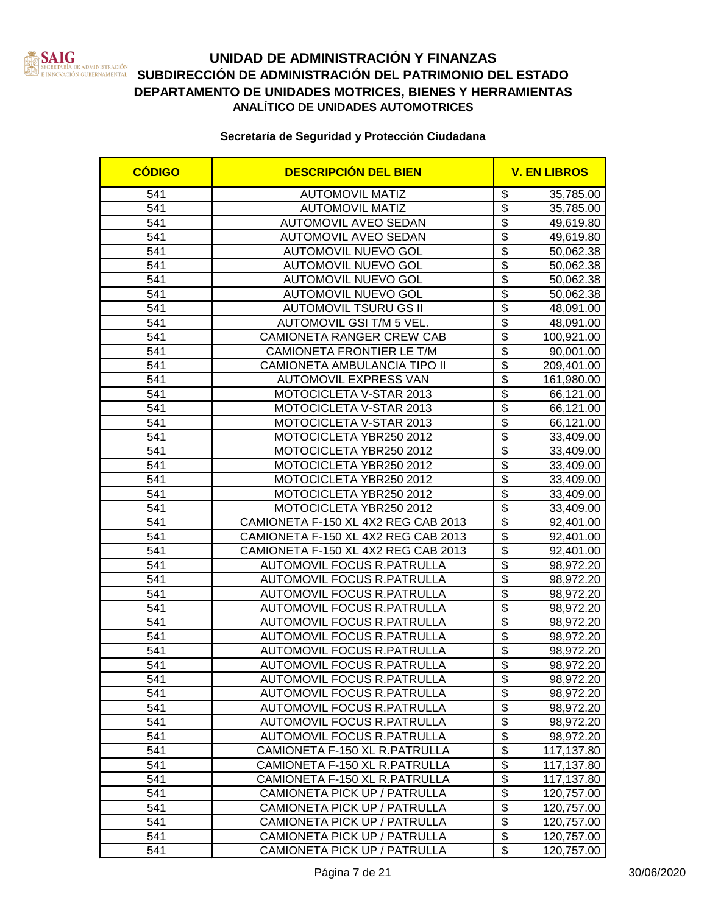# UNIDAD DE ADMINISTRACIÓN Y FINANZAS

## SUBDIRECCIÓN DE ADMINISTRACIÓN DEL PATRIMONIO DEL ESTADO

## DEPARTAMENTO DE UNIDADES MOTRICES, BIENES Y HERRAMIENTAS

### ANALÍTICO DE UNIDADES AUTOMOTRICES

**Secretaría de Seguridad y Protección Ciudadana**

| CÓDIGO | DESCRIPCIÓN DEL BIEN | V. EN LIBROS |
|---|---|---|
| 541 | AUTOMOVIL MATIZ | $ 35,785.00 |
| 541 | AUTOMOVIL MATIZ | $ 35,785.00 |
| 541 | AUTOMOVIL AVEO SEDAN | $ 49,619.80 |
| 541 | AUTOMOVIL AVEO SEDAN | $ 49,619.80 |
| 541 | AUTOMOVIL NUEVO GOL | $ 50,062.38 |
| 541 | AUTOMOVIL NUEVO GOL | $ 50,062.38 |
| 541 | AUTOMOVIL NUEVO GOL | $ 50,062.38 |
| 541 | AUTOMOVIL NUEVO GOL | $ 50,062.38 |
| 541 | AUTOMOVIL TSURU GS II | $ 48,091.00 |
| 541 | AUTOMOVIL GSI T/M 5 VEL. | $ 48,091.00 |
| 541 | CAMIONETA RANGER CREW CAB | $ 100,921.00 |
| 541 | CAMIONETA FRONTIER LE T/M | $ 90,001.00 |
| 541 | CAMIONETA AMBULANCIA TIPO II | $ 209,401.00 |
| 541 | AUTOMOVIL EXPRESS VAN | $ 161,980.00 |
| 541 | MOTOCICLETA V-STAR 2013 | $ 66,121.00 |
| 541 | MOTOCICLETA V-STAR 2013 | $ 66,121.00 |
| 541 | MOTOCICLETA V-STAR 2013 | $ 66,121.00 |
| 541 | MOTOCICLETA YBR250 2012 | $ 33,409.00 |
| 541 | MOTOCICLETA YBR250 2012 | $ 33,409.00 |
| 541 | MOTOCICLETA YBR250 2012 | $ 33,409.00 |
| 541 | MOTOCICLETA YBR250 2012 | $ 33,409.00 |
| 541 | MOTOCICLETA YBR250 2012 | $ 33,409.00 |
| 541 | MOTOCICLETA YBR250 2012 | $ 33,409.00 |
| 541 | CAMIONETA F-150 XL 4X2 REG CAB 2013 | $ 92,401.00 |
| 541 | CAMIONETA F-150 XL 4X2 REG CAB 2013 | $ 92,401.00 |
| 541 | CAMIONETA F-150 XL 4X2 REG CAB 2013 | $ 92,401.00 |
| 541 | AUTOMOVIL FOCUS R.PATRULLA | $ 98,972.20 |
| 541 | AUTOMOVIL FOCUS R.PATRULLA | $ 98,972.20 |
| 541 | AUTOMOVIL FOCUS R.PATRULLA | $ 98,972.20 |
| 541 | AUTOMOVIL FOCUS R.PATRULLA | $ 98,972.20 |
| 541 | AUTOMOVIL FOCUS R.PATRULLA | $ 98,972.20 |
| 541 | AUTOMOVIL FOCUS R.PATRULLA | $ 98,972.20 |
| 541 | AUTOMOVIL FOCUS R.PATRULLA | $ 98,972.20 |
| 541 | AUTOMOVIL FOCUS R.PATRULLA | $ 98,972.20 |
| 541 | AUTOMOVIL FOCUS R.PATRULLA | $ 98,972.20 |
| 541 | AUTOMOVIL FOCUS R.PATRULLA | $ 98,972.20 |
| 541 | AUTOMOVIL FOCUS R.PATRULLA | $ 98,972.20 |
| 541 | AUTOMOVIL FOCUS R.PATRULLA | $ 98,972.20 |
| 541 | AUTOMOVIL FOCUS R.PATRULLA | $ 98,972.20 |
| 541 | CAMIONETA F-150 XL R.PATRULLA | $ 117,137.80 |
| 541 | CAMIONETA F-150 XL R.PATRULLA | $ 117,137.80 |
| 541 | CAMIONETA F-150 XL R.PATRULLA | $ 117,137.80 |
| 541 | CAMIONETA PICK UP / PATRULLA | $ 120,757.00 |
| 541 | CAMIONETA PICK UP / PATRULLA | $ 120,757.00 |
| 541 | CAMIONETA PICK UP / PATRULLA | $ 120,757.00 |
| 541 | CAMIONETA PICK UP / PATRULLA | $ 120,757.00 |
| 541 | CAMIONETA PICK UP / PATRULLA | $ 120,757.00 |

30/06/2020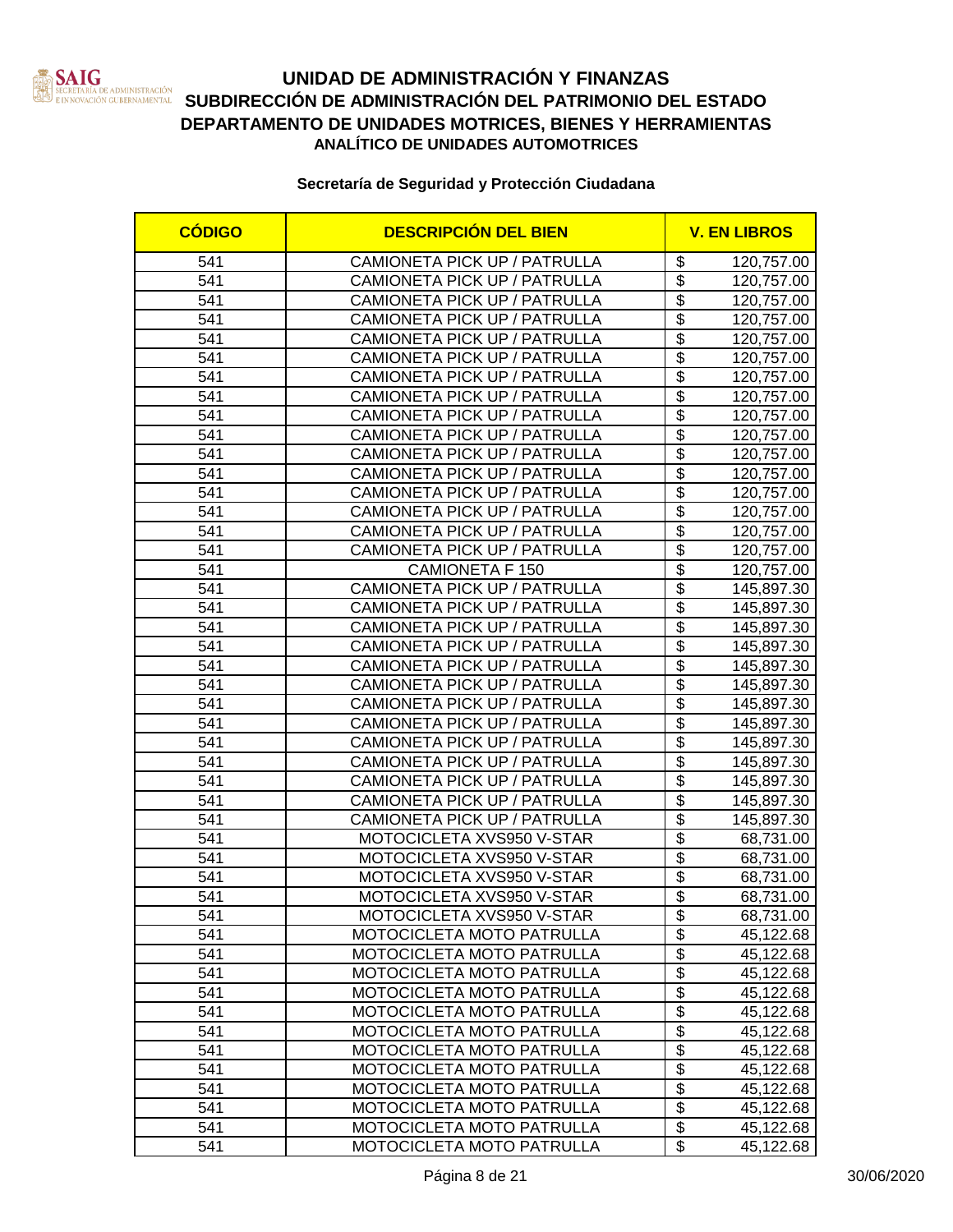# UNIDAD DE ADMINISTRACIÓN Y FINANZAS
## SUBDIRECCIÓN DE ADMINISTRACIÓN DEL PATRIMONIO DEL ESTADO
## DEPARTAMENTO DE UNIDADES MOTRICES, BIENES Y HERRAMIENTAS
### ANALÍTICO DE UNIDADES AUTOMOTRICES

**Secretaría de Seguridad y Protección Ciudadana**

| CÓDIGO | DESCRIPCIÓN DEL BIEN | V. EN LIBROS |
|---|---|---|
| 541 | CAMIONETA PICK UP / PATRULLA | $ 120,757.00 |
| 541 | CAMIONETA PICK UP / PATRULLA | $ 120,757.00 |
| 541 | CAMIONETA PICK UP / PATRULLA | $ 120,757.00 |
| 541 | CAMIONETA PICK UP / PATRULLA | $ 120,757.00 |
| 541 | CAMIONETA PICK UP / PATRULLA | $ 120,757.00 |
| 541 | CAMIONETA PICK UP / PATRULLA | $ 120,757.00 |
| 541 | CAMIONETA PICK UP / PATRULLA | $ 120,757.00 |
| 541 | CAMIONETA PICK UP / PATRULLA | $ 120,757.00 |
| 541 | CAMIONETA PICK UP / PATRULLA | $ 120,757.00 |
| 541 | CAMIONETA PICK UP / PATRULLA | $ 120,757.00 |
| 541 | CAMIONETA PICK UP / PATRULLA | $ 120,757.00 |
| 541 | CAMIONETA PICK UP / PATRULLA | $ 120,757.00 |
| 541 | CAMIONETA PICK UP / PATRULLA | $ 120,757.00 |
| 541 | CAMIONETA PICK UP / PATRULLA | $ 120,757.00 |
| 541 | CAMIONETA PICK UP / PATRULLA | $ 120,757.00 |
| 541 | CAMIONETA PICK UP / PATRULLA | $ 120,757.00 |
| 541 | CAMIONETA F 150 | $ 120,757.00 |
| 541 | CAMIONETA PICK UP / PATRULLA | $ 145,897.30 |
| 541 | CAMIONETA PICK UP / PATRULLA | $ 145,897.30 |
| 541 | CAMIONETA PICK UP / PATRULLA | $ 145,897.30 |
| 541 | CAMIONETA PICK UP / PATRULLA | $ 145,897.30 |
| 541 | CAMIONETA PICK UP / PATRULLA | $ 145,897.30 |
| 541 | CAMIONETA PICK UP / PATRULLA | $ 145,897.30 |
| 541 | CAMIONETA PICK UP / PATRULLA | $ 145,897.30 |
| 541 | CAMIONETA PICK UP / PATRULLA | $ 145,897.30 |
| 541 | CAMIONETA PICK UP / PATRULLA | $ 145,897.30 |
| 541 | CAMIONETA PICK UP / PATRULLA | $ 145,897.30 |
| 541 | CAMIONETA PICK UP / PATRULLA | $ 145,897.30 |
| 541 | CAMIONETA PICK UP / PATRULLA | $ 145,897.30 |
| 541 | CAMIONETA PICK UP / PATRULLA | $ 145,897.30 |
| 541 | MOTOCICLETA XVS950 V-STAR | $ 68,731.00 |
| 541 | MOTOCICLETA XVS950 V-STAR | $ 68,731.00 |
| 541 | MOTOCICLETA XVS950 V-STAR | $ 68,731.00 |
| 541 | MOTOCICLETA XVS950 V-STAR | $ 68,731.00 |
| 541 | MOTOCICLETA XVS950 V-STAR | $ 68,731.00 |
| 541 | MOTOCICLETA MOTO PATRULLA | $ 45,122.68 |
| 541 | MOTOCICLETA MOTO PATRULLA | $ 45,122.68 |
| 541 | MOTOCICLETA MOTO PATRULLA | $ 45,122.68 |
| 541 | MOTOCICLETA MOTO PATRULLA | $ 45,122.68 |
| 541 | MOTOCICLETA MOTO PATRULLA | $ 45,122.68 |
| 541 | MOTOCICLETA MOTO PATRULLA | $ 45,122.68 |
| 541 | MOTOCICLETA MOTO PATRULLA | $ 45,122.68 |
| 541 | MOTOCICLETA MOTO PATRULLA | $ 45,122.68 |
| 541 | MOTOCICLETA MOTO PATRULLA | $ 45,122.68 |
| 541 | MOTOCICLETA MOTO PATRULLA | $ 45,122.68 |
| 541 | MOTOCICLETA MOTO PATRULLA | $ 45,122.68 |
| 541 | MOTOCICLETA MOTO PATRULLA | $ 45,122.68 |

30/06/2020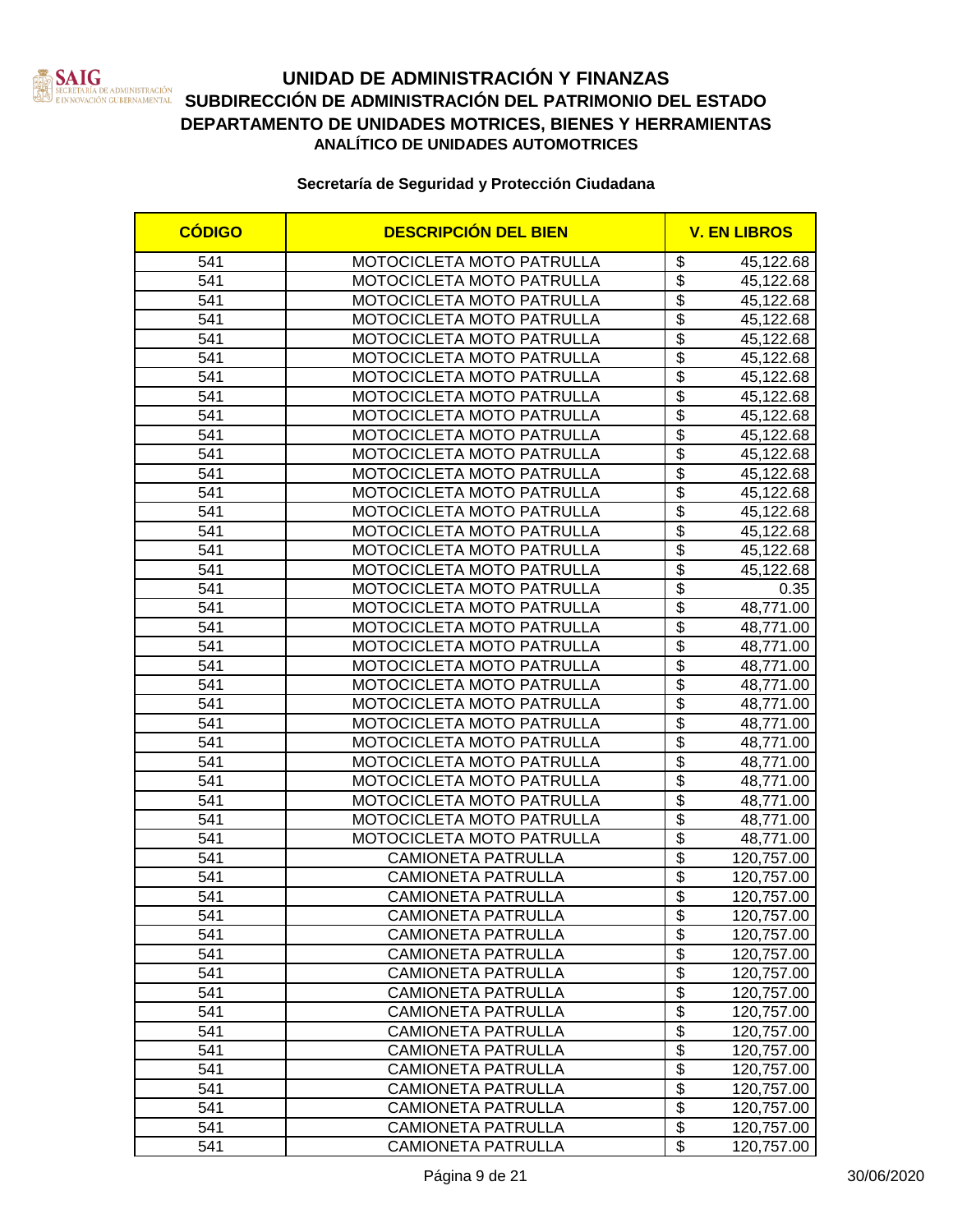# UNIDAD DE ADMINISTRACIÓN Y FINANZAS
## SUBDIRECCIÓN DE ADMINISTRACIÓN DEL PATRIMONIO DEL ESTADO
## DEPARTAMENTO DE UNIDADES MOTRICES, BIENES Y HERRAMIENTAS
### ANALÍTICO DE UNIDADES AUTOMOTRICES

**Secretaría de Seguridad y Protección Ciudadana**

| CÓDIGO | DESCRIPCIÓN DEL BIEN | V. EN LIBROS |
|---|---|---|
| 541 | MOTOCICLETA MOTO PATRULLA | $ 45,122.68 |
| 541 | MOTOCICLETA MOTO PATRULLA | $ 45,122.68 |
| 541 | MOTOCICLETA MOTO PATRULLA | $ 45,122.68 |
| 541 | MOTOCICLETA MOTO PATRULLA | $ 45,122.68 |
| 541 | MOTOCICLETA MOTO PATRULLA | $ 45,122.68 |
| 541 | MOTOCICLETA MOTO PATRULLA | $ 45,122.68 |
| 541 | MOTOCICLETA MOTO PATRULLA | $ 45,122.68 |
| 541 | MOTOCICLETA MOTO PATRULLA | $ 45,122.68 |
| 541 | MOTOCICLETA MOTO PATRULLA | $ 45,122.68 |
| 541 | MOTOCICLETA MOTO PATRULLA | $ 45,122.68 |
| 541 | MOTOCICLETA MOTO PATRULLA | $ 45,122.68 |
| 541 | MOTOCICLETA MOTO PATRULLA | $ 45,122.68 |
| 541 | MOTOCICLETA MOTO PATRULLA | $ 45,122.68 |
| 541 | MOTOCICLETA MOTO PATRULLA | $ 45,122.68 |
| 541 | MOTOCICLETA MOTO PATRULLA | $ 45,122.68 |
| 541 | MOTOCICLETA MOTO PATRULLA | $ 45,122.68 |
| 541 | MOTOCICLETA MOTO PATRULLA | $ 45,122.68 |
| 541 | MOTOCICLETA MOTO PATRULLA | $ 0.35 |
| 541 | MOTOCICLETA MOTO PATRULLA | $ 48,771.00 |
| 541 | MOTOCICLETA MOTO PATRULLA | $ 48,771.00 |
| 541 | MOTOCICLETA MOTO PATRULLA | $ 48,771.00 |
| 541 | MOTOCICLETA MOTO PATRULLA | $ 48,771.00 |
| 541 | MOTOCICLETA MOTO PATRULLA | $ 48,771.00 |
| 541 | MOTOCICLETA MOTO PATRULLA | $ 48,771.00 |
| 541 | MOTOCICLETA MOTO PATRULLA | $ 48,771.00 |
| 541 | MOTOCICLETA MOTO PATRULLA | $ 48,771.00 |
| 541 | MOTOCICLETA MOTO PATRULLA | $ 48,771.00 |
| 541 | MOTOCICLETA MOTO PATRULLA | $ 48,771.00 |
| 541 | MOTOCICLETA MOTO PATRULLA | $ 48,771.00 |
| 541 | MOTOCICLETA MOTO PATRULLA | $ 48,771.00 |
| 541 | MOTOCICLETA MOTO PATRULLA | $ 48,771.00 |
| 541 | CAMIONETA PATRULLA | $ 120,757.00 |
| 541 | CAMIONETA PATRULLA | $ 120,757.00 |
| 541 | CAMIONETA PATRULLA | $ 120,757.00 |
| 541 | CAMIONETA PATRULLA | $ 120,757.00 |
| 541 | CAMIONETA PATRULLA | $ 120,757.00 |
| 541 | CAMIONETA PATRULLA | $ 120,757.00 |
| 541 | CAMIONETA PATRULLA | $ 120,757.00 |
| 541 | CAMIONETA PATRULLA | $ 120,757.00 |
| 541 | CAMIONETA PATRULLA | $ 120,757.00 |
| 541 | CAMIONETA PATRULLA | $ 120,757.00 |
| 541 | CAMIONETA PATRULLA | $ 120,757.00 |
| 541 | CAMIONETA PATRULLA | $ 120,757.00 |
| 541 | CAMIONETA PATRULLA | $ 120,757.00 |
| 541 | CAMIONETA PATRULLA | $ 120,757.00 |
| 541 | CAMIONETA PATRULLA | $ 120,757.00 |
| 541 | CAMIONETA PATRULLA | $ 120,757.00 |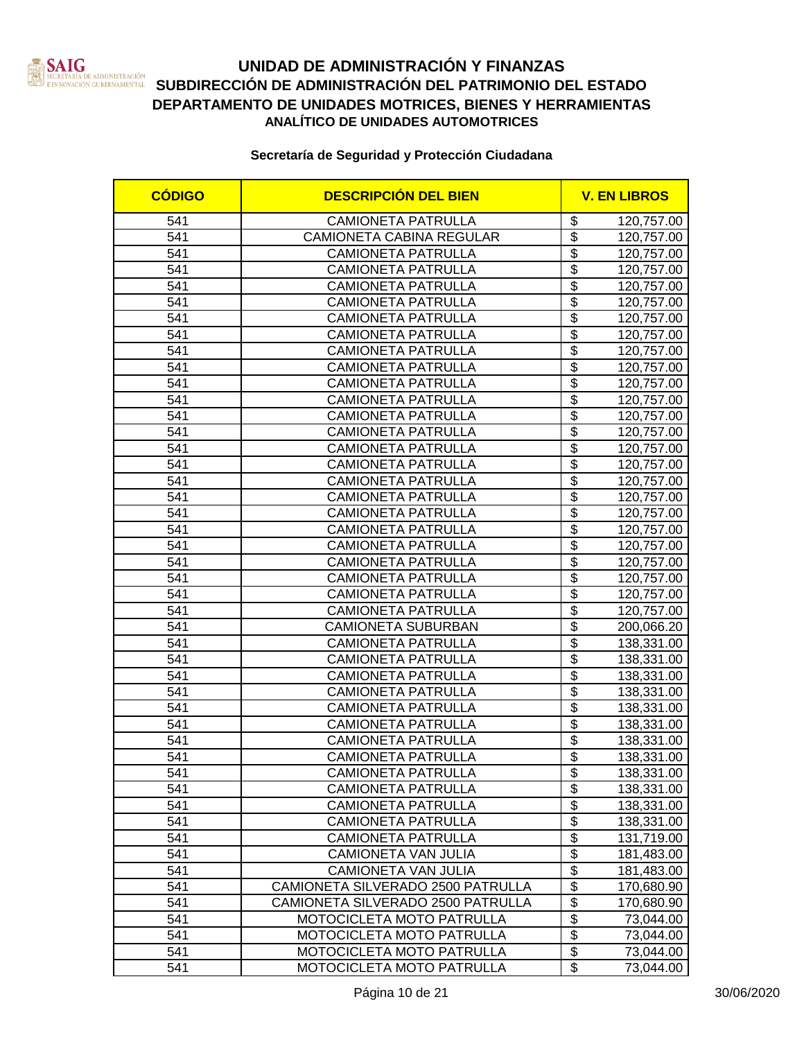# UNIDAD DE ADMINISTRACIÓN Y FINANZAS

## SUBDIRECCIÓN DE ADMINISTRACIÓN DEL PATRIMONIO DEL ESTADO

## DEPARTAMENTO DE UNIDADES MOTRICES, BIENES Y HERRAMIENTAS

### ANALÍTICO DE UNIDADES AUTOMOTRICES

**Secretaría de Seguridad y Protección Ciudadana**

| CÓDIGO | DESCRIPCIÓN DEL BIEN | V. EN LIBROS |
|---|---|---|
| 541 | CAMIONETA PATRULLA | $ 120,757.00 |
| 541 | CAMIONETA CABINA REGULAR | $ 120,757.00 |
| 541 | CAMIONETA PATRULLA | $ 120,757.00 |
| 541 | CAMIONETA PATRULLA | $ 120,757.00 |
| 541 | CAMIONETA PATRULLA | $ 120,757.00 |
| 541 | CAMIONETA PATRULLA | $ 120,757.00 |
| 541 | CAMIONETA PATRULLA | $ 120,757.00 |
| 541 | CAMIONETA PATRULLA | $ 120,757.00 |
| 541 | CAMIONETA PATRULLA | $ 120,757.00 |
| 541 | CAMIONETA PATRULLA | $ 120,757.00 |
| 541 | CAMIONETA PATRULLA | $ 120,757.00 |
| 541 | CAMIONETA PATRULLA | $ 120,757.00 |
| 541 | CAMIONETA PATRULLA | $ 120,757.00 |
| 541 | CAMIONETA PATRULLA | $ 120,757.00 |
| 541 | CAMIONETA PATRULLA | $ 120,757.00 |
| 541 | CAMIONETA PATRULLA | $ 120,757.00 |
| 541 | CAMIONETA PATRULLA | $ 120,757.00 |
| 541 | CAMIONETA PATRULLA | $ 120,757.00 |
| 541 | CAMIONETA PATRULLA | $ 120,757.00 |
| 541 | CAMIONETA PATRULLA | $ 120,757.00 |
| 541 | CAMIONETA PATRULLA | $ 120,757.00 |
| 541 | CAMIONETA PATRULLA | $ 120,757.00 |
| 541 | CAMIONETA PATRULLA | $ 120,757.00 |
| 541 | CAMIONETA PATRULLA | $ 120,757.00 |
| 541 | CAMIONETA PATRULLA | $ 120,757.00 |
| 541 | CAMIONETA SUBURBAN | $ 200,066.20 |
| 541 | CAMIONETA PATRULLA | $ 138,331.00 |
| 541 | CAMIONETA PATRULLA | $ 138,331.00 |
| 541 | CAMIONETA PATRULLA | $ 138,331.00 |
| 541 | CAMIONETA PATRULLA | $ 138,331.00 |
| 541 | CAMIONETA PATRULLA | $ 138,331.00 |
| 541 | CAMIONETA PATRULLA | $ 138,331.00 |
| 541 | CAMIONETA PATRULLA | $ 138,331.00 |
| 541 | CAMIONETA PATRULLA | $ 138,331.00 |
| 541 | CAMIONETA PATRULLA | $ 138,331.00 |
| 541 | CAMIONETA PATRULLA | $ 138,331.00 |
| 541 | CAMIONETA PATRULLA | $ 138,331.00 |
| 541 | CAMIONETA PATRULLA | $ 138,331.00 |
| 541 | CAMIONETA PATRULLA | $ 131,719.00 |
| 541 | CAMIONETA VAN JULIA | $ 181,483.00 |
| 541 | CAMIONETA VAN JULIA | $ 181,483.00 |
| 541 | CAMIONETA SILVERADO 2500 PATRULLA | $ 170,680.90 |
| 541 | CAMIONETA SILVERADO 2500 PATRULLA | $ 170,680.90 |
| 541 | MOTOCICLETA MOTO PATRULLA | $ 73,044.00 |
| 541 | MOTOCICLETA MOTO PATRULLA | $ 73,044.00 |
| 541 | MOTOCICLETA MOTO PATRULLA | $ 73,044.00 |
| 541 | MOTOCICLETA MOTO PATRULLA | $ 73,044.00 |

30/06/2020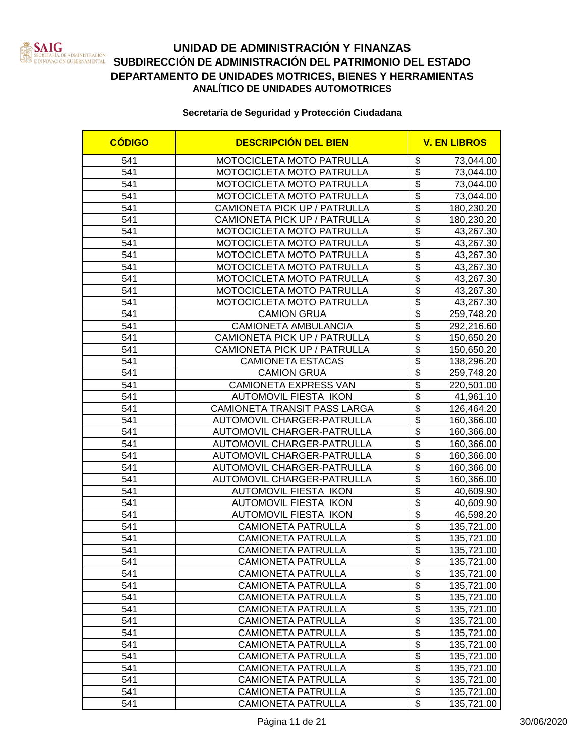# UNIDAD DE ADMINISTRACIÓN Y FINANZAS
## SUBDIRECCIÓN DE ADMINISTRACIÓN DEL PATRIMONIO DEL ESTADO
## DEPARTAMENTO DE UNIDADES MOTRICES, BIENES Y HERRAMIENTAS
### ANALÍTICO DE UNIDADES AUTOMOTRICES

**Secretaría de Seguridad y Protección Ciudadana**

| CÓDIGO | DESCRIPCIÓN DEL BIEN | V. EN LIBROS |
|---|---|---|
| 541 | MOTOCICLETA MOTO PATRULLA | $ 73,044.00 |
| 541 | MOTOCICLETA MOTO PATRULLA | $ 73,044.00 |
| 541 | MOTOCICLETA MOTO PATRULLA | $ 73,044.00 |
| 541 | MOTOCICLETA MOTO PATRULLA | $ 73,044.00 |
| 541 | CAMIONETA PICK UP / PATRULLA | $ 180,230.20 |
| 541 | CAMIONETA PICK UP / PATRULLA | $ 180,230.20 |
| 541 | MOTOCICLETA MOTO PATRULLA | $ 43,267.30 |
| 541 | MOTOCICLETA MOTO PATRULLA | $ 43,267.30 |
| 541 | MOTOCICLETA MOTO PATRULLA | $ 43,267.30 |
| 541 | MOTOCICLETA MOTO PATRULLA | $ 43,267.30 |
| 541 | MOTOCICLETA MOTO PATRULLA | $ 43,267.30 |
| 541 | MOTOCICLETA MOTO PATRULLA | $ 43,267.30 |
| 541 | MOTOCICLETA MOTO PATRULLA | $ 43,267.30 |
| 541 | CAMION GRUA | $ 259,748.20 |
| 541 | CAMIONETA AMBULANCIA | $ 292,216.60 |
| 541 | CAMIONETA PICK UP / PATRULLA | $ 150,650.20 |
| 541 | CAMIONETA PICK UP / PATRULLA | $ 150,650.20 |
| 541 | CAMIONETA ESTACAS | $ 138,296.20 |
| 541 | CAMION GRUA | $ 259,748.20 |
| 541 | CAMIONETA EXPRESS VAN | $ 220,501.00 |
| 541 | AUTOMOVIL FIESTA IKON | $ 41,961.10 |
| 541 | CAMIONETA TRANSIT PASS LARGA | $ 126,464.20 |
| 541 | AUTOMOVIL CHARGER-PATRULLA | $ 160,366.00 |
| 541 | AUTOMOVIL CHARGER-PATRULLA | $ 160,366.00 |
| 541 | AUTOMOVIL CHARGER-PATRULLA | $ 160,366.00 |
| 541 | AUTOMOVIL CHARGER-PATRULLA | $ 160,366.00 |
| 541 | AUTOMOVIL CHARGER-PATRULLA | $ 160,366.00 |
| 541 | AUTOMOVIL CHARGER-PATRULLA | $ 160,366.00 |
| 541 | AUTOMOVIL FIESTA IKON | $ 40,609.90 |
| 541 | AUTOMOVIL FIESTA IKON | $ 40,609.90 |
| 541 | AUTOMOVIL FIESTA IKON | $ 46,598.20 |
| 541 | CAMIONETA PATRULLA | $ 135,721.00 |
| 541 | CAMIONETA PATRULLA | $ 135,721.00 |
| 541 | CAMIONETA PATRULLA | $ 135,721.00 |
| 541 | CAMIONETA PATRULLA | $ 135,721.00 |
| 541 | CAMIONETA PATRULLA | $ 135,721.00 |
| 541 | CAMIONETA PATRULLA | $ 135,721.00 |
| 541 | CAMIONETA PATRULLA | $ 135,721.00 |
| 541 | CAMIONETA PATRULLA | $ 135,721.00 |
| 541 | CAMIONETA PATRULLA | $ 135,721.00 |
| 541 | CAMIONETA PATRULLA | $ 135,721.00 |
| 541 | CAMIONETA PATRULLA | $ 135,721.00 |
| 541 | CAMIONETA PATRULLA | $ 135,721.00 |
| 541 | CAMIONETA PATRULLA | $ 135,721.00 |
| 541 | CAMIONETA PATRULLA | $ 135,721.00 |
| 541 | CAMIONETA PATRULLA | $ 135,721.00 |
| 541 | CAMIONETA PATRULLA | $ 135,721.00 |

30/06/2020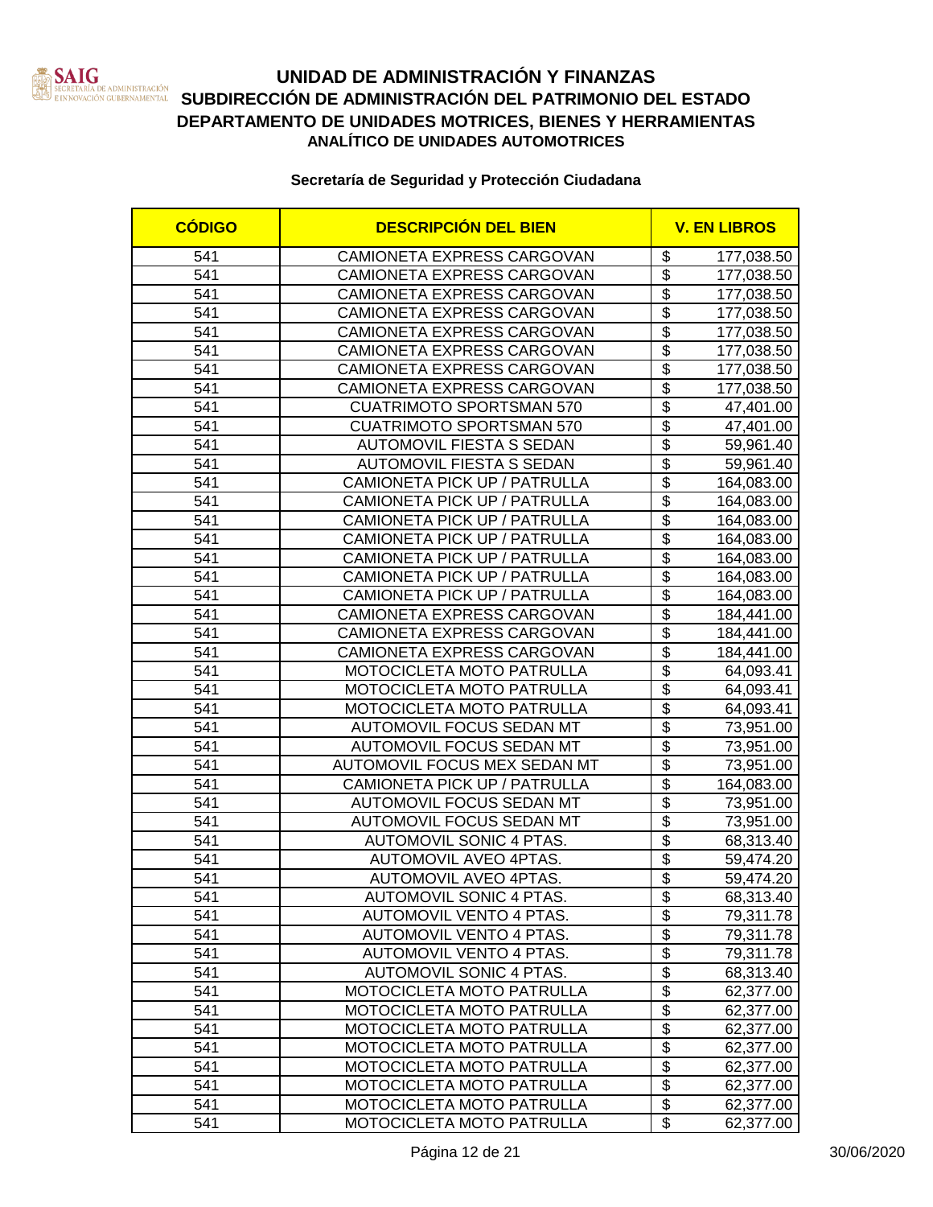# UNIDAD DE ADMINISTRACIÓN Y FINANZAS
## SUBDIRECCIÓN DE ADMINISTRACIÓN DEL PATRIMONIO DEL ESTADO
## DEPARTAMENTO DE UNIDADES MOTRICES, BIENES Y HERRAMIENTAS
### ANALÍTICO DE UNIDADES AUTOMOTRICES

**Secretaría de Seguridad y Protección Ciudadana**

| CÓDIGO | DESCRIPCIÓN DEL BIEN | V. EN LIBROS |
|---|---|---|
| 541 | CAMIONETA EXPRESS CARGOVAN | $ 177,038.50 |
| 541 | CAMIONETA EXPRESS CARGOVAN | $ 177,038.50 |
| 541 | CAMIONETA EXPRESS CARGOVAN | $ 177,038.50 |
| 541 | CAMIONETA EXPRESS CARGOVAN | $ 177,038.50 |
| 541 | CAMIONETA EXPRESS CARGOVAN | $ 177,038.50 |
| 541 | CAMIONETA EXPRESS CARGOVAN | $ 177,038.50 |
| 541 | CAMIONETA EXPRESS CARGOVAN | $ 177,038.50 |
| 541 | CAMIONETA EXPRESS CARGOVAN | $ 177,038.50 |
| 541 | CUATRIMOTO SPORTSMAN 570 | $ 47,401.00 |
| 541 | CUATRIMOTO SPORTSMAN 570 | $ 47,401.00 |
| 541 | AUTOMOVIL FIESTA S SEDAN | $ 59,961.40 |
| 541 | AUTOMOVIL FIESTA S SEDAN | $ 59,961.40 |
| 541 | CAMIONETA PICK UP / PATRULLA | $ 164,083.00 |
| 541 | CAMIONETA PICK UP / PATRULLA | $ 164,083.00 |
| 541 | CAMIONETA PICK UP / PATRULLA | $ 164,083.00 |
| 541 | CAMIONETA PICK UP / PATRULLA | $ 164,083.00 |
| 541 | CAMIONETA PICK UP / PATRULLA | $ 164,083.00 |
| 541 | CAMIONETA PICK UP / PATRULLA | $ 164,083.00 |
| 541 | CAMIONETA PICK UP / PATRULLA | $ 164,083.00 |
| 541 | CAMIONETA EXPRESS CARGOVAN | $ 184,441.00 |
| 541 | CAMIONETA EXPRESS CARGOVAN | $ 184,441.00 |
| 541 | CAMIONETA EXPRESS CARGOVAN | $ 184,441.00 |
| 541 | MOTOCICLETA MOTO PATRULLA | $ 64,093.41 |
| 541 | MOTOCICLETA MOTO PATRULLA | $ 64,093.41 |
| 541 | MOTOCICLETA MOTO PATRULLA | $ 64,093.41 |
| 541 | AUTOMOVIL FOCUS SEDAN MT | $ 73,951.00 |
| 541 | AUTOMOVIL FOCUS SEDAN MT | $ 73,951.00 |
| 541 | AUTOMOVIL FOCUS MEX SEDAN MT | $ 73,951.00 |
| 541 | CAMIONETA PICK UP / PATRULLA | $ 164,083.00 |
| 541 | AUTOMOVIL FOCUS SEDAN MT | $ 73,951.00 |
| 541 | AUTOMOVIL FOCUS SEDAN MT | $ 73,951.00 |
| 541 | AUTOMOVIL SONIC 4 PTAS. | $ 68,313.40 |
| 541 | AUTOMOVIL AVEO 4PTAS. | $ 59,474.20 |
| 541 | AUTOMOVIL AVEO 4PTAS. | $ 59,474.20 |
| 541 | AUTOMOVIL SONIC 4 PTAS. | $ 68,313.40 |
| 541 | AUTOMOVIL VENTO 4 PTAS. | $ 79,311.78 |
| 541 | AUTOMOVIL VENTO 4 PTAS. | $ 79,311.78 |
| 541 | AUTOMOVIL VENTO 4 PTAS. | $ 79,311.78 |
| 541 | AUTOMOVIL SONIC 4 PTAS. | $ 68,313.40 |
| 541 | MOTOCICLETA MOTO PATRULLA | $ 62,377.00 |
| 541 | MOTOCICLETA MOTO PATRULLA | $ 62,377.00 |
| 541 | MOTOCICLETA MOTO PATRULLA | $ 62,377.00 |
| 541 | MOTOCICLETA MOTO PATRULLA | $ 62,377.00 |
| 541 | MOTOCICLETA MOTO PATRULLA | $ 62,377.00 |
| 541 | MOTOCICLETA MOTO PATRULLA | $ 62,377.00 |
| 541 | MOTOCICLETA MOTO PATRULLA | $ 62,377.00 |
| 541 | MOTOCICLETA MOTO PATRULLA | $ 62,377.00 |

30/06/2020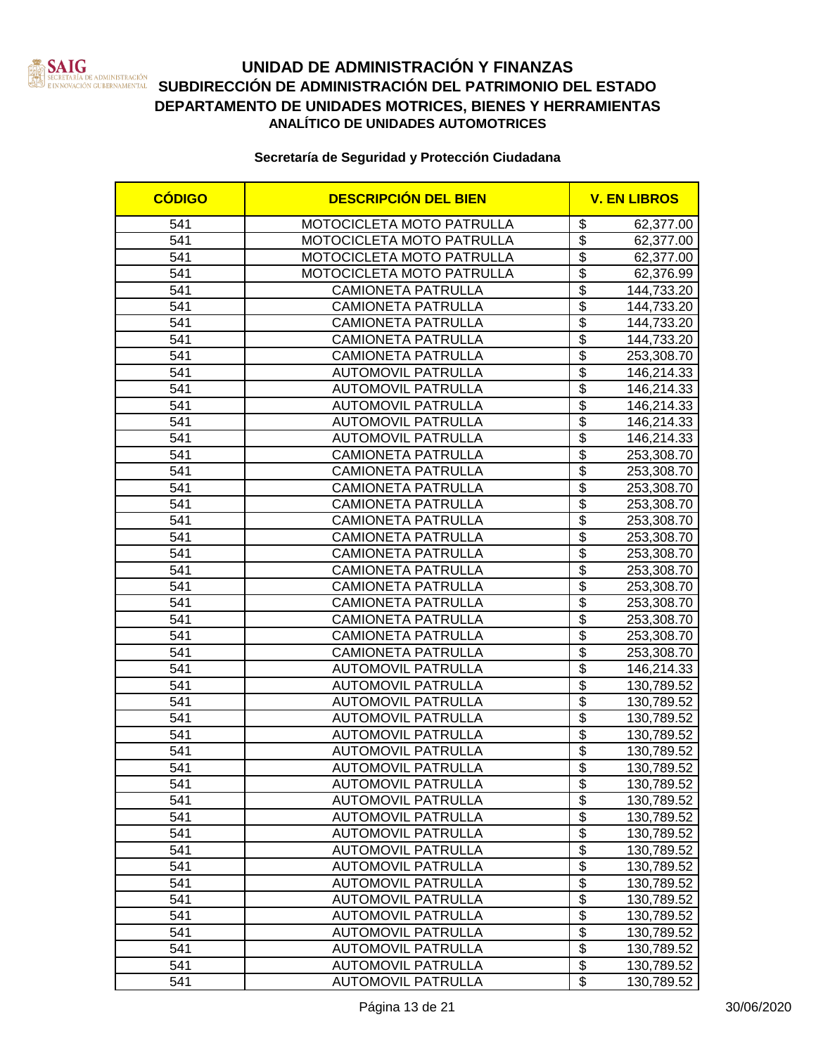# UNIDAD DE ADMINISTRACIÓN Y FINANZAS
## SUBDIRECCIÓN DE ADMINISTRACIÓN DEL PATRIMONIO DEL ESTADO
## DEPARTAMENTO DE UNIDADES MOTRICES, BIENES Y HERRAMIENTAS
### ANALÍTICO DE UNIDADES AUTOMOTRICES

**Secretaría de Seguridad y Protección Ciudadana**

| CÓDIGO | DESCRIPCIÓN DEL BIEN | V. EN LIBROS |
|---|---|---|
| 541 | MOTOCICLETA MOTO PATRULLA | $ 62,377.00 |
| 541 | MOTOCICLETA MOTO PATRULLA | $ 62,377.00 |
| 541 | MOTOCICLETA MOTO PATRULLA | $ 62,377.00 |
| 541 | MOTOCICLETA MOTO PATRULLA | $ 62,376.99 |
| 541 | CAMIONETA PATRULLA | $ 144,733.20 |
| 541 | CAMIONETA PATRULLA | $ 144,733.20 |
| 541 | CAMIONETA PATRULLA | $ 144,733.20 |
| 541 | CAMIONETA PATRULLA | $ 144,733.20 |
| 541 | CAMIONETA PATRULLA | $ 253,308.70 |
| 541 | AUTOMOVIL PATRULLA | $ 146,214.33 |
| 541 | AUTOMOVIL PATRULLA | $ 146,214.33 |
| 541 | AUTOMOVIL PATRULLA | $ 146,214.33 |
| 541 | AUTOMOVIL PATRULLA | $ 146,214.33 |
| 541 | AUTOMOVIL PATRULLA | $ 146,214.33 |
| 541 | CAMIONETA PATRULLA | $ 253,308.70 |
| 541 | CAMIONETA PATRULLA | $ 253,308.70 |
| 541 | CAMIONETA PATRULLA | $ 253,308.70 |
| 541 | CAMIONETA PATRULLA | $ 253,308.70 |
| 541 | CAMIONETA PATRULLA | $ 253,308.70 |
| 541 | CAMIONETA PATRULLA | $ 253,308.70 |
| 541 | CAMIONETA PATRULLA | $ 253,308.70 |
| 541 | CAMIONETA PATRULLA | $ 253,308.70 |
| 541 | CAMIONETA PATRULLA | $ 253,308.70 |
| 541 | CAMIONETA PATRULLA | $ 253,308.70 |
| 541 | CAMIONETA PATRULLA | $ 253,308.70 |
| 541 | CAMIONETA PATRULLA | $ 253,308.70 |
| 541 | CAMIONETA PATRULLA | $ 253,308.70 |
| 541 | AUTOMOVIL PATRULLA | $ 146,214.33 |
| 541 | AUTOMOVIL PATRULLA | $ 130,789.52 |
| 541 | AUTOMOVIL PATRULLA | $ 130,789.52 |
| 541 | AUTOMOVIL PATRULLA | $ 130,789.52 |
| 541 | AUTOMOVIL PATRULLA | $ 130,789.52 |
| 541 | AUTOMOVIL PATRULLA | $ 130,789.52 |
| 541 | AUTOMOVIL PATRULLA | $ 130,789.52 |
| 541 | AUTOMOVIL PATRULLA | $ 130,789.52 |
| 541 | AUTOMOVIL PATRULLA | $ 130,789.52 |
| 541 | AUTOMOVIL PATRULLA | $ 130,789.52 |
| 541 | AUTOMOVIL PATRULLA | $ 130,789.52 |
| 541 | AUTOMOVIL PATRULLA | $ 130,789.52 |
| 541 | AUTOMOVIL PATRULLA | $ 130,789.52 |
| 541 | AUTOMOVIL PATRULLA | $ 130,789.52 |
| 541 | AUTOMOVIL PATRULLA | $ 130,789.52 |
| 541 | AUTOMOVIL PATRULLA | $ 130,789.52 |
| 541 | AUTOMOVIL PATRULLA | $ 130,789.52 |
| 541 | AUTOMOVIL PATRULLA | $ 130,789.52 |
| 541 | AUTOMOVIL PATRULLA | $ 130,789.52 |
| 541 | AUTOMOVIL PATRULLA | $ 130,789.52 |

30/06/2020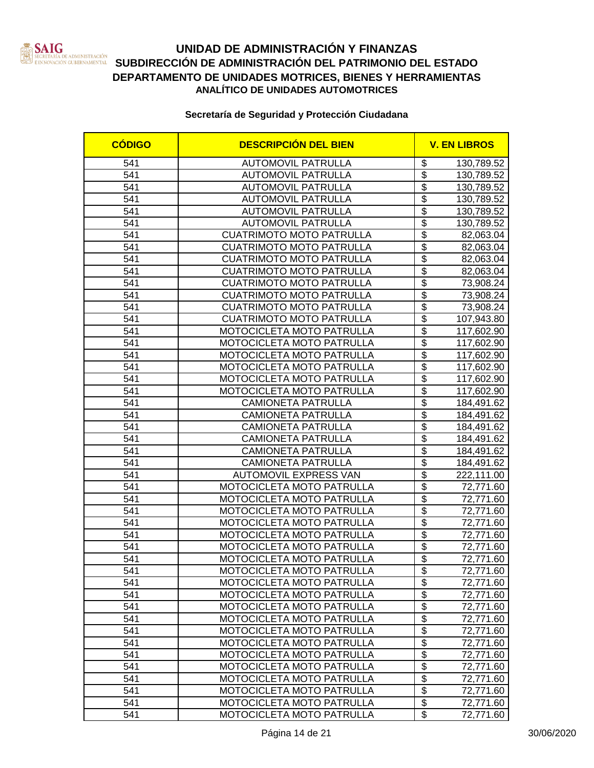# UNIDAD DE ADMINISTRACIÓN Y FINANZAS
## SUBDIRECCIÓN DE ADMINISTRACIÓN DEL PATRIMONIO DEL ESTADO
## DEPARTAMENTO DE UNIDADES MOTRICES, BIENES Y HERRAMIENTAS
### ANALÍTICO DE UNIDADES AUTOMOTRICES

**Secretaría de Seguridad y Protección Ciudadana**

| CÓDIGO | DESCRIPCIÓN DEL BIEN | V. EN LIBROS |
|---|---|---|
| 541 | AUTOMOVIL PATRULLA | $ 130,789.52 |
| 541 | AUTOMOVIL PATRULLA | $ 130,789.52 |
| 541 | AUTOMOVIL PATRULLA | $ 130,789.52 |
| 541 | AUTOMOVIL PATRULLA | $ 130,789.52 |
| 541 | AUTOMOVIL PATRULLA | $ 130,789.52 |
| 541 | AUTOMOVIL PATRULLA | $ 130,789.52 |
| 541 | CUATRIMOTO MOTO PATRULLA | $ 82,063.04 |
| 541 | CUATRIMOTO MOTO PATRULLA | $ 82,063.04 |
| 541 | CUATRIMOTO MOTO PATRULLA | $ 82,063.04 |
| 541 | CUATRIMOTO MOTO PATRULLA | $ 82,063.04 |
| 541 | CUATRIMOTO MOTO PATRULLA | $ 73,908.24 |
| 541 | CUATRIMOTO MOTO PATRULLA | $ 73,908.24 |
| 541 | CUATRIMOTO MOTO PATRULLA | $ 73,908.24 |
| 541 | CUATRIMOTO MOTO PATRULLA | $ 107,943.80 |
| 541 | MOTOCICLETA MOTO PATRULLA | $ 117,602.90 |
| 541 | MOTOCICLETA MOTO PATRULLA | $ 117,602.90 |
| 541 | MOTOCICLETA MOTO PATRULLA | $ 117,602.90 |
| 541 | MOTOCICLETA MOTO PATRULLA | $ 117,602.90 |
| 541 | MOTOCICLETA MOTO PATRULLA | $ 117,602.90 |
| 541 | MOTOCICLETA MOTO PATRULLA | $ 117,602.90 |
| 541 | CAMIONETA PATRULLA | $ 184,491.62 |
| 541 | CAMIONETA PATRULLA | $ 184,491.62 |
| 541 | CAMIONETA PATRULLA | $ 184,491.62 |
| 541 | CAMIONETA PATRULLA | $ 184,491.62 |
| 541 | CAMIONETA PATRULLA | $ 184,491.62 |
| 541 | CAMIONETA PATRULLA | $ 184,491.62 |
| 541 | AUTOMOVIL EXPRESS VAN | $ 222,111.00 |
| 541 | MOTOCICLETA MOTO PATRULLA | $ 72,771.60 |
| 541 | MOTOCICLETA MOTO PATRULLA | $ 72,771.60 |
| 541 | MOTOCICLETA MOTO PATRULLA | $ 72,771.60 |
| 541 | MOTOCICLETA MOTO PATRULLA | $ 72,771.60 |
| 541 | MOTOCICLETA MOTO PATRULLA | $ 72,771.60 |
| 541 | MOTOCICLETA MOTO PATRULLA | $ 72,771.60 |
| 541 | MOTOCICLETA MOTO PATRULLA | $ 72,771.60 |
| 541 | MOTOCICLETA MOTO PATRULLA | $ 72,771.60 |
| 541 | MOTOCICLETA MOTO PATRULLA | $ 72,771.60 |
| 541 | MOTOCICLETA MOTO PATRULLA | $ 72,771.60 |
| 541 | MOTOCICLETA MOTO PATRULLA | $ 72,771.60 |
| 541 | MOTOCICLETA MOTO PATRULLA | $ 72,771.60 |
| 541 | MOTOCICLETA MOTO PATRULLA | $ 72,771.60 |
| 541 | MOTOCICLETA MOTO PATRULLA | $ 72,771.60 |
| 541 | MOTOCICLETA MOTO PATRULLA | $ 72,771.60 |
| 541 | MOTOCICLETA MOTO PATRULLA | $ 72,771.60 |
| 541 | MOTOCICLETA MOTO PATRULLA | $ 72,771.60 |
| 541 | MOTOCICLETA MOTO PATRULLA | $ 72,771.60 |
| 541 | MOTOCICLETA MOTO PATRULLA | $ 72,771.60 |
| 541 | MOTOCICLETA MOTO PATRULLA | $ 72,771.60 |

30/06/2020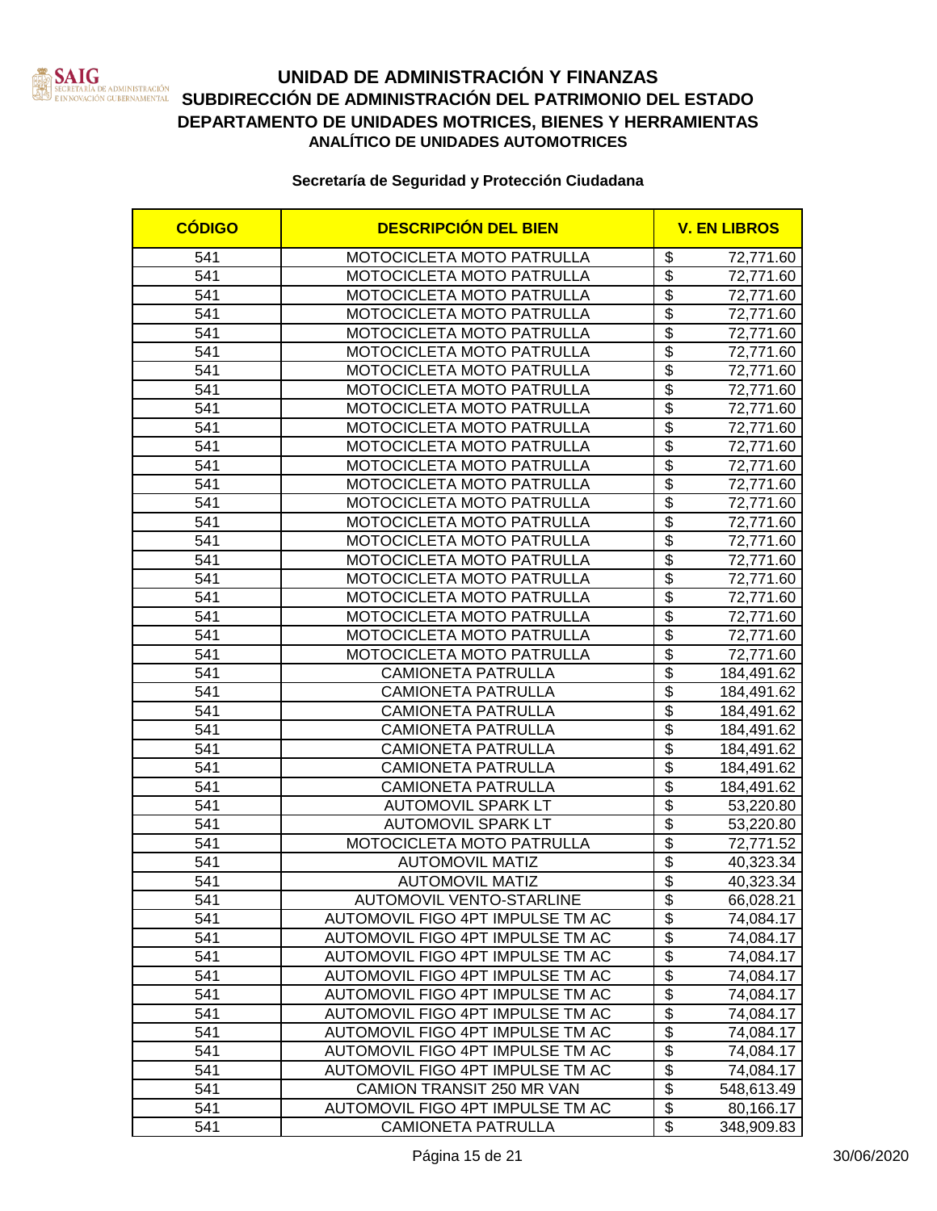# UNIDAD DE ADMINISTRACIÓN Y FINANZAS

## SUBDIRECCIÓN DE ADMINISTRACIÓN DEL PATRIMONIO DEL ESTADO

## DEPARTAMENTO DE UNIDADES MOTRICES, BIENES Y HERRAMIENTAS

### ANALÍTICO DE UNIDADES AUTOMOTRICES

**Secretaría de Seguridad y Protección Ciudadana**

| CÓDIGO | DESCRIPCIÓN DEL BIEN | V. EN LIBROS |
|---|---|---|
| 541 | MOTOCICLETA MOTO PATRULLA | $ 72,771.60 |
| 541 | MOTOCICLETA MOTO PATRULLA | $ 72,771.60 |
| 541 | MOTOCICLETA MOTO PATRULLA | $ 72,771.60 |
| 541 | MOTOCICLETA MOTO PATRULLA | $ 72,771.60 |
| 541 | MOTOCICLETA MOTO PATRULLA | $ 72,771.60 |
| 541 | MOTOCICLETA MOTO PATRULLA | $ 72,771.60 |
| 541 | MOTOCICLETA MOTO PATRULLA | $ 72,771.60 |
| 541 | MOTOCICLETA MOTO PATRULLA | $ 72,771.60 |
| 541 | MOTOCICLETA MOTO PATRULLA | $ 72,771.60 |
| 541 | MOTOCICLETA MOTO PATRULLA | $ 72,771.60 |
| 541 | MOTOCICLETA MOTO PATRULLA | $ 72,771.60 |
| 541 | MOTOCICLETA MOTO PATRULLA | $ 72,771.60 |
| 541 | MOTOCICLETA MOTO PATRULLA | $ 72,771.60 |
| 541 | MOTOCICLETA MOTO PATRULLA | $ 72,771.60 |
| 541 | MOTOCICLETA MOTO PATRULLA | $ 72,771.60 |
| 541 | MOTOCICLETA MOTO PATRULLA | $ 72,771.60 |
| 541 | MOTOCICLETA MOTO PATRULLA | $ 72,771.60 |
| 541 | MOTOCICLETA MOTO PATRULLA | $ 72,771.60 |
| 541 | MOTOCICLETA MOTO PATRULLA | $ 72,771.60 |
| 541 | MOTOCICLETA MOTO PATRULLA | $ 72,771.60 |
| 541 | MOTOCICLETA MOTO PATRULLA | $ 72,771.60 |
| 541 | MOTOCICLETA MOTO PATRULLA | $ 72,771.60 |
| 541 | CAMIONETA PATRULLA | $ 184,491.62 |
| 541 | CAMIONETA PATRULLA | $ 184,491.62 |
| 541 | CAMIONETA PATRULLA | $ 184,491.62 |
| 541 | CAMIONETA PATRULLA | $ 184,491.62 |
| 541 | CAMIONETA PATRULLA | $ 184,491.62 |
| 541 | CAMIONETA PATRULLA | $ 184,491.62 |
| 541 | CAMIONETA PATRULLA | $ 184,491.62 |
| 541 | AUTOMOVIL SPARK LT | $ 53,220.80 |
| 541 | AUTOMOVIL SPARK LT | $ 53,220.80 |
| 541 | MOTOCICLETA MOTO PATRULLA | $ 72,771.52 |
| 541 | AUTOMOVIL MATIZ | $ 40,323.34 |
| 541 | AUTOMOVIL MATIZ | $ 40,323.34 |
| 541 | AUTOMOVIL VENTO-STARLINE | $ 66,028.21 |
| 541 | AUTOMOVIL FIGO 4PT IMPULSE TM AC | $ 74,084.17 |
| 541 | AUTOMOVIL FIGO 4PT IMPULSE TM AC | $ 74,084.17 |
| 541 | AUTOMOVIL FIGO 4PT IMPULSE TM AC | $ 74,084.17 |
| 541 | AUTOMOVIL FIGO 4PT IMPULSE TM AC | $ 74,084.17 |
| 541 | AUTOMOVIL FIGO 4PT IMPULSE TM AC | $ 74,084.17 |
| 541 | AUTOMOVIL FIGO 4PT IMPULSE TM AC | $ 74,084.17 |
| 541 | AUTOMOVIL FIGO 4PT IMPULSE TM AC | $ 74,084.17 |
| 541 | AUTOMOVIL FIGO 4PT IMPULSE TM AC | $ 74,084.17 |
| 541 | AUTOMOVIL FIGO 4PT IMPULSE TM AC | $ 74,084.17 |
| 541 | CAMION TRANSIT 250 MR VAN | $ 548,613.49 |
| 541 | AUTOMOVIL FIGO 4PT IMPULSE TM AC | $ 80,166.17 |
| 541 | CAMIONETA PATRULLA | $ 348,909.83 |

30/06/2020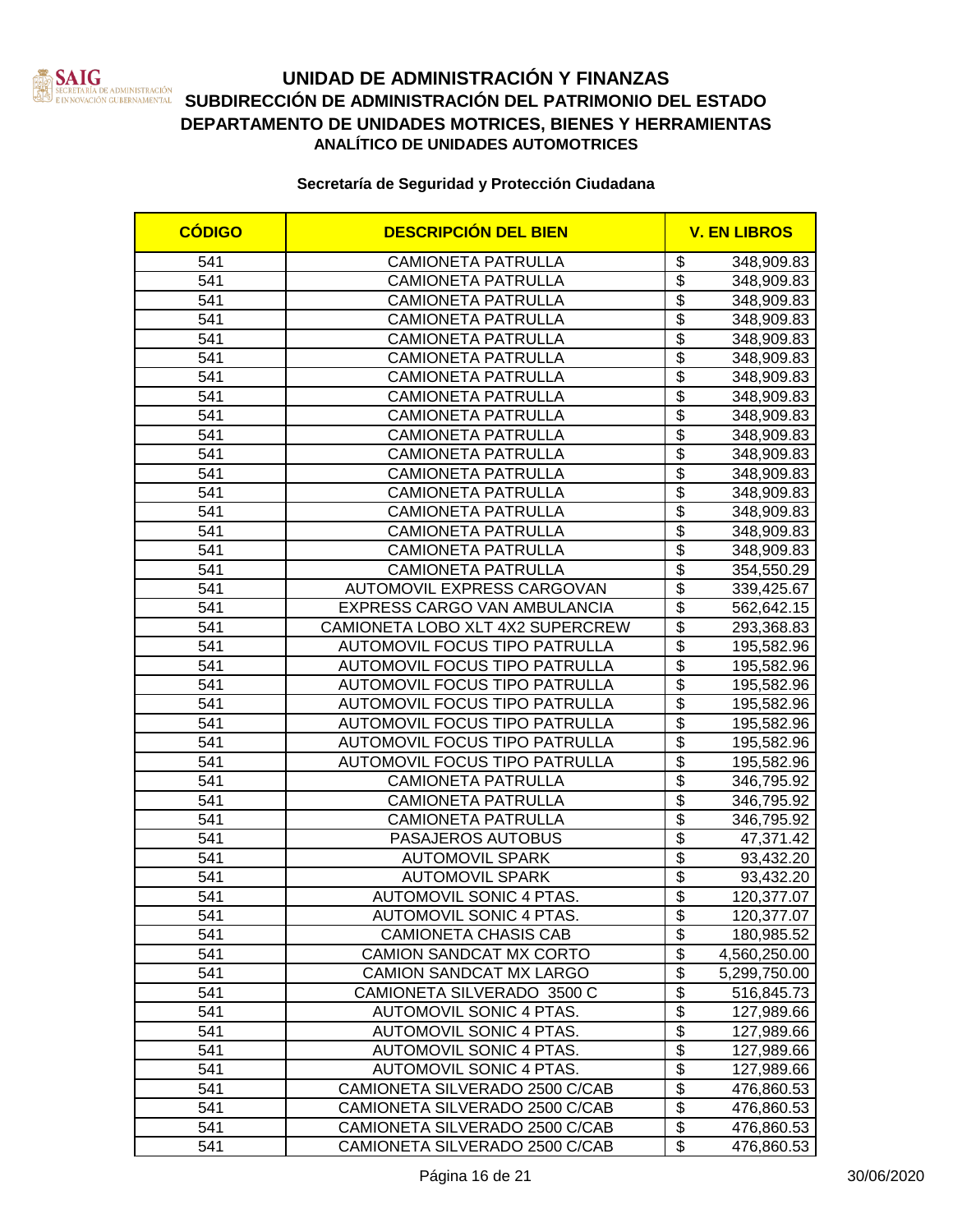# UNIDAD DE ADMINISTRACIÓN Y FINANZAS
## SUBDIRECCIÓN DE ADMINISTRACIÓN DEL PATRIMONIO DEL ESTADO
## DEPARTAMENTO DE UNIDADES MOTRICES, BIENES Y HERRAMIENTAS
### ANALÍTICO DE UNIDADES AUTOMOTRICES

**Secretaría de Seguridad y Protección Ciudadana**

| CÓDIGO | DESCRIPCIÓN DEL BIEN | V. EN LIBROS |
|---|---|---|
| 541 | CAMIONETA PATRULLA | $ 348,909.83 |
| 541 | CAMIONETA PATRULLA | $ 348,909.83 |
| 541 | CAMIONETA PATRULLA | $ 348,909.83 |
| 541 | CAMIONETA PATRULLA | $ 348,909.83 |
| 541 | CAMIONETA PATRULLA | $ 348,909.83 |
| 541 | CAMIONETA PATRULLA | $ 348,909.83 |
| 541 | CAMIONETA PATRULLA | $ 348,909.83 |
| 541 | CAMIONETA PATRULLA | $ 348,909.83 |
| 541 | CAMIONETA PATRULLA | $ 348,909.83 |
| 541 | CAMIONETA PATRULLA | $ 348,909.83 |
| 541 | CAMIONETA PATRULLA | $ 348,909.83 |
| 541 | CAMIONETA PATRULLA | $ 348,909.83 |
| 541 | CAMIONETA PATRULLA | $ 348,909.83 |
| 541 | CAMIONETA PATRULLA | $ 348,909.83 |
| 541 | CAMIONETA PATRULLA | $ 348,909.83 |
| 541 | CAMIONETA PATRULLA | $ 348,909.83 |
| 541 | CAMIONETA PATRULLA | $ 354,550.29 |
| 541 | AUTOMOVIL EXPRESS CARGOVAN | $ 339,425.67 |
| 541 | EXPRESS CARGO VAN AMBULANCIA | $ 562,642.15 |
| 541 | CAMIONETA LOBO XLT 4X2 SUPERCREW | $ 293,368.83 |
| 541 | AUTOMOVIL FOCUS TIPO PATRULLA | $ 195,582.96 |
| 541 | AUTOMOVIL FOCUS TIPO PATRULLA | $ 195,582.96 |
| 541 | AUTOMOVIL FOCUS TIPO PATRULLA | $ 195,582.96 |
| 541 | AUTOMOVIL FOCUS TIPO PATRULLA | $ 195,582.96 |
| 541 | AUTOMOVIL FOCUS TIPO PATRULLA | $ 195,582.96 |
| 541 | AUTOMOVIL FOCUS TIPO PATRULLA | $ 195,582.96 |
| 541 | AUTOMOVIL FOCUS TIPO PATRULLA | $ 195,582.96 |
| 541 | CAMIONETA PATRULLA | $ 346,795.92 |
| 541 | CAMIONETA PATRULLA | $ 346,795.92 |
| 541 | CAMIONETA PATRULLA | $ 346,795.92 |
| 541 | PASAJEROS AUTOBUS | $ 47,371.42 |
| 541 | AUTOMOVIL SPARK | $ 93,432.20 |
| 541 | AUTOMOVIL SPARK | $ 93,432.20 |
| 541 | AUTOMOVIL SONIC 4 PTAS. | $ 120,377.07 |
| 541 | AUTOMOVIL SONIC 4 PTAS. | $ 120,377.07 |
| 541 | CAMIONETA CHASIS CAB | $ 180,985.52 |
| 541 | CAMION SANDCAT MX CORTO | $ 4,560,250.00 |
| 541 | CAMION SANDCAT MX LARGO | $ 5,299,750.00 |
| 541 | CAMIONETA SILVERADO 3500 C | $ 516,845.73 |
| 541 | AUTOMOVIL SONIC 4 PTAS. | $ 127,989.66 |
| 541 | AUTOMOVIL SONIC 4 PTAS. | $ 127,989.66 |
| 541 | AUTOMOVIL SONIC 4 PTAS. | $ 127,989.66 |
| 541 | AUTOMOVIL SONIC 4 PTAS. | $ 127,989.66 |
| 541 | CAMIONETA SILVERADO 2500 C/CAB | $ 476,860.53 |
| 541 | CAMIONETA SILVERADO 2500 C/CAB | $ 476,860.53 |
| 541 | CAMIONETA SILVERADO 2500 C/CAB | $ 476,860.53 |
| 541 | CAMIONETA SILVERADO 2500 C/CAB | $ 476,860.53 |

30/06/2020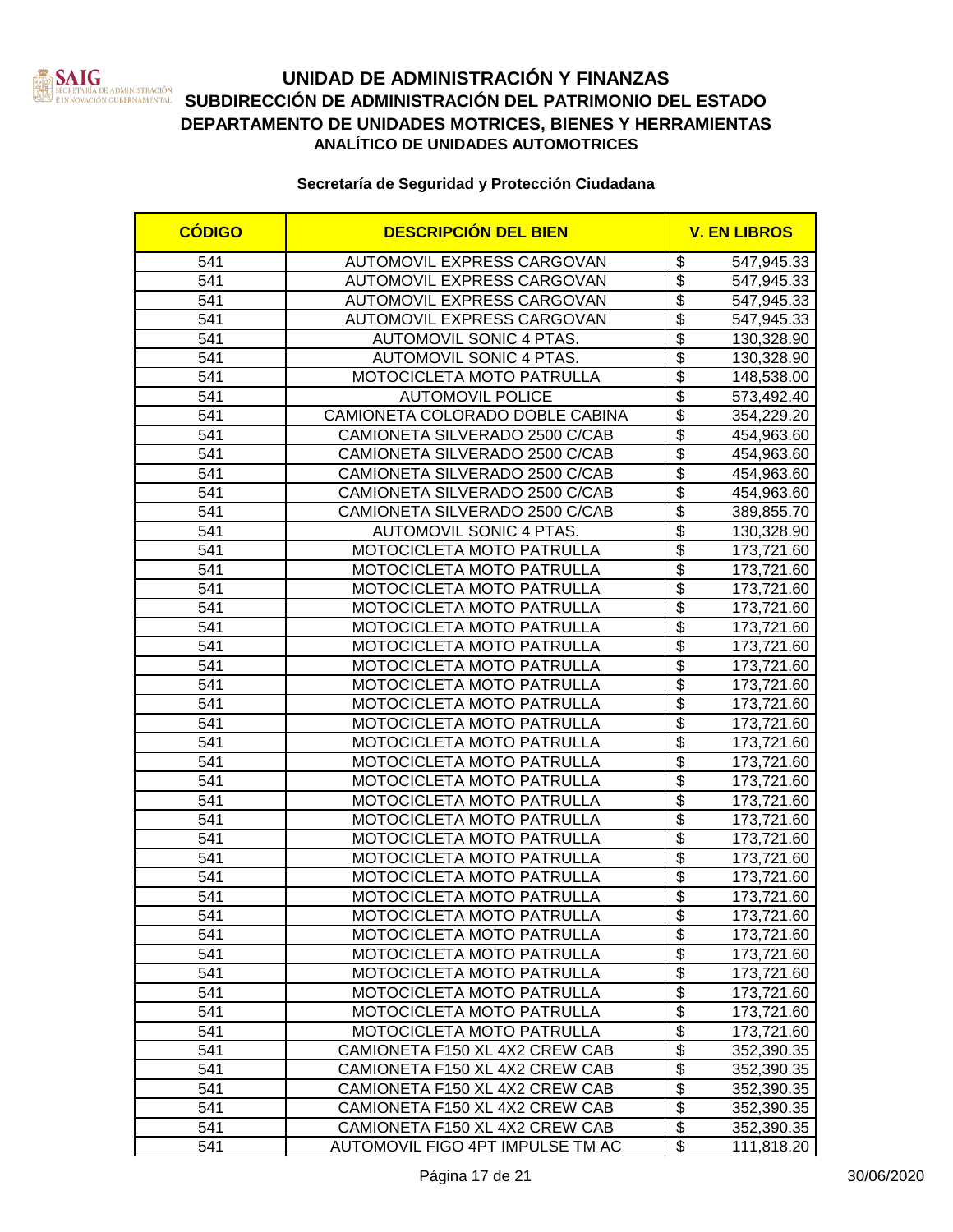# UNIDAD DE ADMINISTRACIÓN Y FINANZAS
## SUBDIRECCIÓN DE ADMINISTRACIÓN DEL PATRIMONIO DEL ESTADO
## DEPARTAMENTO DE UNIDADES MOTRICES, BIENES Y HERRAMIENTAS
### ANALÍTICO DE UNIDADES AUTOMOTRICES

**Secretaría de Seguridad y Protección Ciudadana**

| CÓDIGO | DESCRIPCIÓN DEL BIEN | V. EN LIBROS |
|---|---|---|
| 541 | AUTOMOVIL EXPRESS CARGOVAN | $ 547,945.33 |
| 541 | AUTOMOVIL EXPRESS CARGOVAN | $ 547,945.33 |
| 541 | AUTOMOVIL EXPRESS CARGOVAN | $ 547,945.33 |
| 541 | AUTOMOVIL EXPRESS CARGOVAN | $ 547,945.33 |
| 541 | AUTOMOVIL SONIC 4 PTAS. | $ 130,328.90 |
| 541 | AUTOMOVIL SONIC 4 PTAS. | $ 130,328.90 |
| 541 | MOTOCICLETA MOTO PATRULLA | $ 148,538.00 |
| 541 | AUTOMOVIL POLICE | $ 573,492.40 |
| 541 | CAMIONETA COLORADO DOBLE CABINA | $ 354,229.20 |
| 541 | CAMIONETA SILVERADO 2500 C/CAB | $ 454,963.60 |
| 541 | CAMIONETA SILVERADO 2500 C/CAB | $ 454,963.60 |
| 541 | CAMIONETA SILVERADO 2500 C/CAB | $ 454,963.60 |
| 541 | CAMIONETA SILVERADO 2500 C/CAB | $ 454,963.60 |
| 541 | CAMIONETA SILVERADO 2500 C/CAB | $ 389,855.70 |
| 541 | AUTOMOVIL SONIC 4 PTAS. | $ 130,328.90 |
| 541 | MOTOCICLETA MOTO PATRULLA | $ 173,721.60 |
| 541 | MOTOCICLETA MOTO PATRULLA | $ 173,721.60 |
| 541 | MOTOCICLETA MOTO PATRULLA | $ 173,721.60 |
| 541 | MOTOCICLETA MOTO PATRULLA | $ 173,721.60 |
| 541 | MOTOCICLETA MOTO PATRULLA | $ 173,721.60 |
| 541 | MOTOCICLETA MOTO PATRULLA | $ 173,721.60 |
| 541 | MOTOCICLETA MOTO PATRULLA | $ 173,721.60 |
| 541 | MOTOCICLETA MOTO PATRULLA | $ 173,721.60 |
| 541 | MOTOCICLETA MOTO PATRULLA | $ 173,721.60 |
| 541 | MOTOCICLETA MOTO PATRULLA | $ 173,721.60 |
| 541 | MOTOCICLETA MOTO PATRULLA | $ 173,721.60 |
| 541 | MOTOCICLETA MOTO PATRULLA | $ 173,721.60 |
| 541 | MOTOCICLETA MOTO PATRULLA | $ 173,721.60 |
| 541 | MOTOCICLETA MOTO PATRULLA | $ 173,721.60 |
| 541 | MOTOCICLETA MOTO PATRULLA | $ 173,721.60 |
| 541 | MOTOCICLETA MOTO PATRULLA | $ 173,721.60 |
| 541 | MOTOCICLETA MOTO PATRULLA | $ 173,721.60 |
| 541 | MOTOCICLETA MOTO PATRULLA | $ 173,721.60 |
| 541 | MOTOCICLETA MOTO PATRULLA | $ 173,721.60 |
| 541 | MOTOCICLETA MOTO PATRULLA | $ 173,721.60 |
| 541 | MOTOCICLETA MOTO PATRULLA | $ 173,721.60 |
| 541 | MOTOCICLETA MOTO PATRULLA | $ 173,721.60 |
| 541 | MOTOCICLETA MOTO PATRULLA | $ 173,721.60 |
| 541 | MOTOCICLETA MOTO PATRULLA | $ 173,721.60 |
| 541 | MOTOCICLETA MOTO PATRULLA | $ 173,721.60 |
| 541 | CAMIONETA F150 XL 4X2 CREW CAB | $ 352,390.35 |
| 541 | CAMIONETA F150 XL 4X2 CREW CAB | $ 352,390.35 |
| 541 | CAMIONETA F150 XL 4X2 CREW CAB | $ 352,390.35 |
| 541 | CAMIONETA F150 XL 4X2 CREW CAB | $ 352,390.35 |
| 541 | CAMIONETA F150 XL 4X2 CREW CAB | $ 352,390.35 |
| 541 | AUTOMOVIL FIGO 4PT IMPULSE TM AC | $ 111,818.20 |

30/06/2020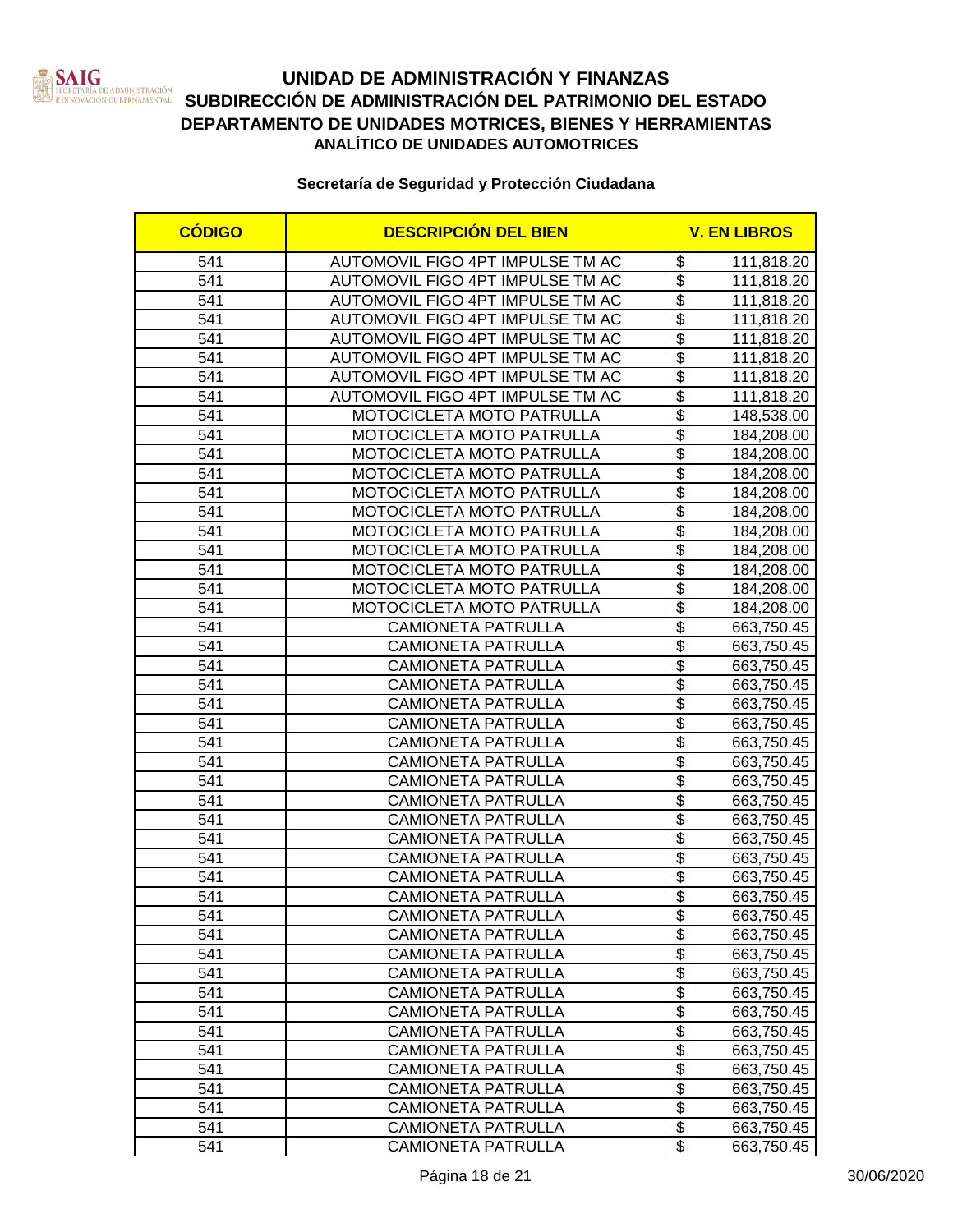# UNIDAD DE ADMINISTRACIÓN Y FINANZAS

## SUBDIRECCIÓN DE ADMINISTRACIÓN DEL PATRIMONIO DEL ESTADO

## DEPARTAMENTO DE UNIDADES MOTRICES, BIENES Y HERRAMIENTAS

### ANALÍTICO DE UNIDADES AUTOMOTRICES

**Secretaría de Seguridad y Protección Ciudadana**

| CÓDIGO | DESCRIPCIÓN DEL BIEN | V. EN LIBROS |
|---|---|---|
| 541 | AUTOMOVIL FIGO 4PT IMPULSE TM AC | $ 111,818.20 |
| 541 | AUTOMOVIL FIGO 4PT IMPULSE TM AC | $ 111,818.20 |
| 541 | AUTOMOVIL FIGO 4PT IMPULSE TM AC | $ 111,818.20 |
| 541 | AUTOMOVIL FIGO 4PT IMPULSE TM AC | $ 111,818.20 |
| 541 | AUTOMOVIL FIGO 4PT IMPULSE TM AC | $ 111,818.20 |
| 541 | AUTOMOVIL FIGO 4PT IMPULSE TM AC | $ 111,818.20 |
| 541 | AUTOMOVIL FIGO 4PT IMPULSE TM AC | $ 111,818.20 |
| 541 | AUTOMOVIL FIGO 4PT IMPULSE TM AC | $ 111,818.20 |
| 541 | MOTOCICLETA MOTO PATRULLA | $ 148,538.00 |
| 541 | MOTOCICLETA MOTO PATRULLA | $ 184,208.00 |
| 541 | MOTOCICLETA MOTO PATRULLA | $ 184,208.00 |
| 541 | MOTOCICLETA MOTO PATRULLA | $ 184,208.00 |
| 541 | MOTOCICLETA MOTO PATRULLA | $ 184,208.00 |
| 541 | MOTOCICLETA MOTO PATRULLA | $ 184,208.00 |
| 541 | MOTOCICLETA MOTO PATRULLA | $ 184,208.00 |
| 541 | MOTOCICLETA MOTO PATRULLA | $ 184,208.00 |
| 541 | MOTOCICLETA MOTO PATRULLA | $ 184,208.00 |
| 541 | MOTOCICLETA MOTO PATRULLA | $ 184,208.00 |
| 541 | MOTOCICLETA MOTO PATRULLA | $ 184,208.00 |
| 541 | CAMIONETA PATRULLA | $ 663,750.45 |
| 541 | CAMIONETA PATRULLA | $ 663,750.45 |
| 541 | CAMIONETA PATRULLA | $ 663,750.45 |
| 541 | CAMIONETA PATRULLA | $ 663,750.45 |
| 541 | CAMIONETA PATRULLA | $ 663,750.45 |
| 541 | CAMIONETA PATRULLA | $ 663,750.45 |
| 541 | CAMIONETA PATRULLA | $ 663,750.45 |
| 541 | CAMIONETA PATRULLA | $ 663,750.45 |
| 541 | CAMIONETA PATRULLA | $ 663,750.45 |
| 541 | CAMIONETA PATRULLA | $ 663,750.45 |
| 541 | CAMIONETA PATRULLA | $ 663,750.45 |
| 541 | CAMIONETA PATRULLA | $ 663,750.45 |
| 541 | CAMIONETA PATRULLA | $ 663,750.45 |
| 541 | CAMIONETA PATRULLA | $ 663,750.45 |
| 541 | CAMIONETA PATRULLA | $ 663,750.45 |
| 541 | CAMIONETA PATRULLA | $ 663,750.45 |
| 541 | CAMIONETA PATRULLA | $ 663,750.45 |
| 541 | CAMIONETA PATRULLA | $ 663,750.45 |
| 541 | CAMIONETA PATRULLA | $ 663,750.45 |
| 541 | CAMIONETA PATRULLA | $ 663,750.45 |
| 541 | CAMIONETA PATRULLA | $ 663,750.45 |
| 541 | CAMIONETA PATRULLA | $ 663,750.45 |
| 541 | CAMIONETA PATRULLA | $ 663,750.45 |
| 541 | CAMIONETA PATRULLA | $ 663,750.45 |
| 541 | CAMIONETA PATRULLA | $ 663,750.45 |
| 541 | CAMIONETA PATRULLA | $ 663,750.45 |
| 541 | CAMIONETA PATRULLA | $ 663,750.45 |

30/06/2020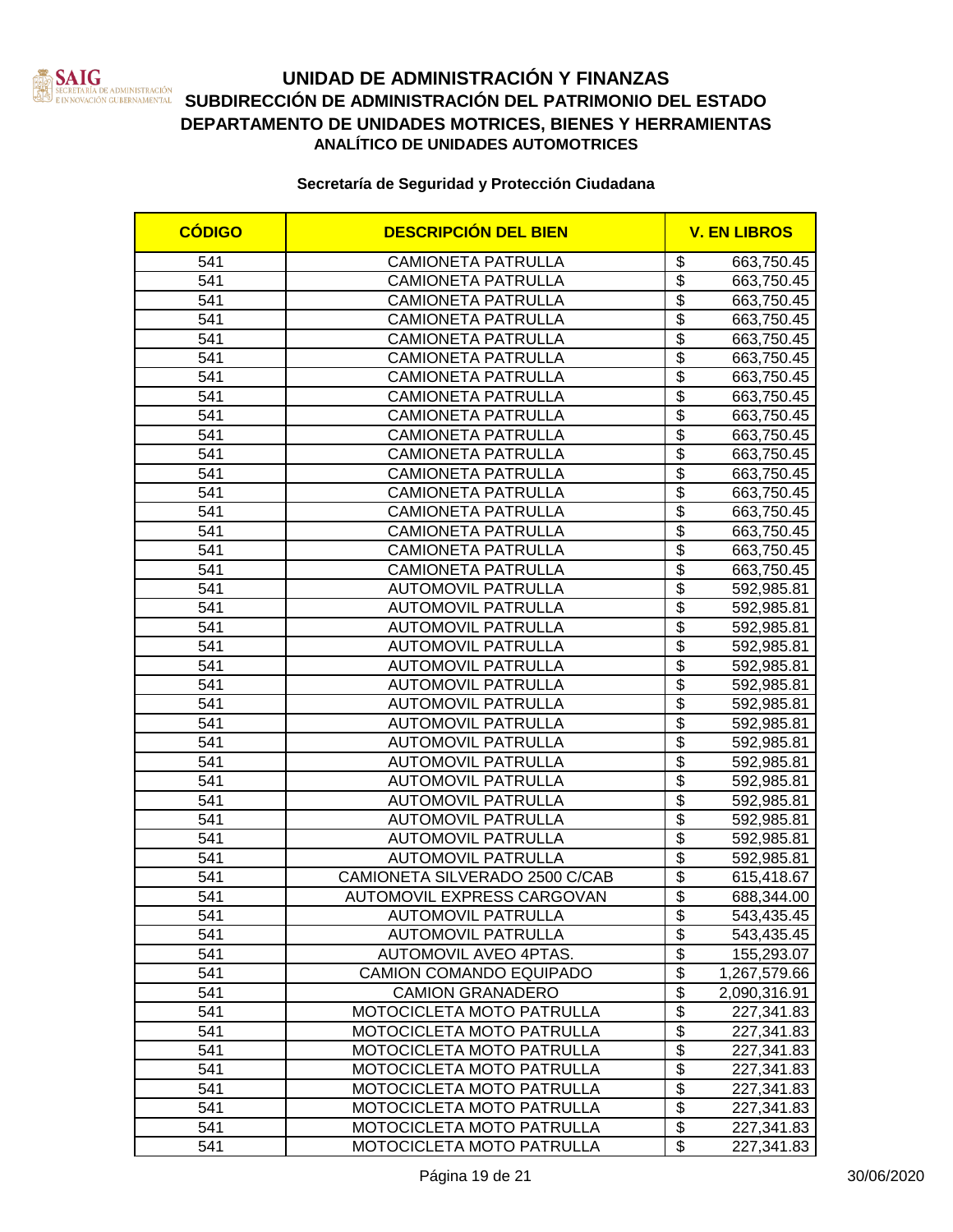# UNIDAD DE ADMINISTRACIÓN Y FINANZAS
## SUBDIRECCIÓN DE ADMINISTRACIÓN DEL PATRIMONIO DEL ESTADO
## DEPARTAMENTO DE UNIDADES MOTRICES, BIENES Y HERRAMIENTAS
### ANALÍTICO DE UNIDADES AUTOMOTRICES

**Secretaría de Seguridad y Protección Ciudadana**

| CÓDIGO | DESCRIPCIÓN DEL BIEN | V. EN LIBROS |
|---|---|---|
| 541 | CAMIONETA PATRULLA | $ 663,750.45 |
| 541 | CAMIONETA PATRULLA | $ 663,750.45 |
| 541 | CAMIONETA PATRULLA | $ 663,750.45 |
| 541 | CAMIONETA PATRULLA | $ 663,750.45 |
| 541 | CAMIONETA PATRULLA | $ 663,750.45 |
| 541 | CAMIONETA PATRULLA | $ 663,750.45 |
| 541 | CAMIONETA PATRULLA | $ 663,750.45 |
| 541 | CAMIONETA PATRULLA | $ 663,750.45 |
| 541 | CAMIONETA PATRULLA | $ 663,750.45 |
| 541 | CAMIONETA PATRULLA | $ 663,750.45 |
| 541 | CAMIONETA PATRULLA | $ 663,750.45 |
| 541 | CAMIONETA PATRULLA | $ 663,750.45 |
| 541 | CAMIONETA PATRULLA | $ 663,750.45 |
| 541 | CAMIONETA PATRULLA | $ 663,750.45 |
| 541 | CAMIONETA PATRULLA | $ 663,750.45 |
| 541 | CAMIONETA PATRULLA | $ 663,750.45 |
| 541 | CAMIONETA PATRULLA | $ 663,750.45 |
| 541 | AUTOMOVIL PATRULLA | $ 592,985.81 |
| 541 | AUTOMOVIL PATRULLA | $ 592,985.81 |
| 541 | AUTOMOVIL PATRULLA | $ 592,985.81 |
| 541 | AUTOMOVIL PATRULLA | $ 592,985.81 |
| 541 | AUTOMOVIL PATRULLA | $ 592,985.81 |
| 541 | AUTOMOVIL PATRULLA | $ 592,985.81 |
| 541 | AUTOMOVIL PATRULLA | $ 592,985.81 |
| 541 | AUTOMOVIL PATRULLA | $ 592,985.81 |
| 541 | AUTOMOVIL PATRULLA | $ 592,985.81 |
| 541 | AUTOMOVIL PATRULLA | $ 592,985.81 |
| 541 | AUTOMOVIL PATRULLA | $ 592,985.81 |
| 541 | AUTOMOVIL PATRULLA | $ 592,985.81 |
| 541 | AUTOMOVIL PATRULLA | $ 592,985.81 |
| 541 | AUTOMOVIL PATRULLA | $ 592,985.81 |
| 541 | AUTOMOVIL PATRULLA | $ 592,985.81 |
| 541 | CAMIONETA SILVERADO 2500 C/CAB | $ 615,418.67 |
| 541 | AUTOMOVIL EXPRESS CARGOVAN | $ 688,344.00 |
| 541 | AUTOMOVIL PATRULLA | $ 543,435.45 |
| 541 | AUTOMOVIL PATRULLA | $ 543,435.45 |
| 541 | AUTOMOVIL AVEO 4PTAS. | $ 155,293.07 |
| 541 | CAMION COMANDO EQUIPADO | $ 1,267,579.66 |
| 541 | CAMION GRANADERO | $ 2,090,316.91 |
| 541 | MOTOCICLETA MOTO PATRULLA | $ 227,341.83 |
| 541 | MOTOCICLETA MOTO PATRULLA | $ 227,341.83 |
| 541 | MOTOCICLETA MOTO PATRULLA | $ 227,341.83 |
| 541 | MOTOCICLETA MOTO PATRULLA | $ 227,341.83 |
| 541 | MOTOCICLETA MOTO PATRULLA | $ 227,341.83 |
| 541 | MOTOCICLETA MOTO PATRULLA | $ 227,341.83 |
| 541 | MOTOCICLETA MOTO PATRULLA | $ 227,341.83 |
| 541 | MOTOCICLETA MOTO PATRULLA | $ 227,341.83 |

30/06/2020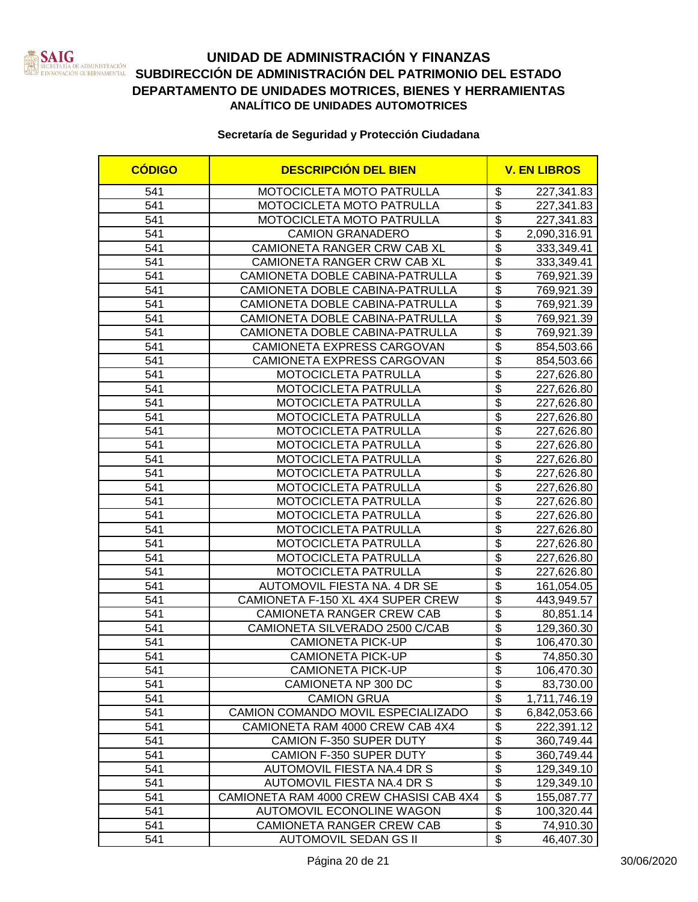# UNIDAD DE ADMINISTRACIÓN Y FINANZAS
## SUBDIRECCIÓN DE ADMINISTRACIÓN DEL PATRIMONIO DEL ESTADO
## DEPARTAMENTO DE UNIDADES MOTRICES, BIENES Y HERRAMIENTAS
### ANALÍTICO DE UNIDADES AUTOMOTRICES

**Secretaría de Seguridad y Protección Ciudadana**

| CÓDIGO | DESCRIPCIÓN DEL BIEN | V. EN LIBROS |
|---|---|---|
| 541 | MOTOCICLETA MOTO PATRULLA | $ 227,341.83 |
| 541 | MOTOCICLETA MOTO PATRULLA | $ 227,341.83 |
| 541 | MOTOCICLETA MOTO PATRULLA | $ 227,341.83 |
| 541 | CAMION GRANADERO | $ 2,090,316.91 |
| 541 | CAMIONETA RANGER CRW CAB XL | $ 333,349.41 |
| 541 | CAMIONETA RANGER CRW CAB XL | $ 333,349.41 |
| 541 | CAMIONETA DOBLE CABINA-PATRULLA | $ 769,921.39 |
| 541 | CAMIONETA DOBLE CABINA-PATRULLA | $ 769,921.39 |
| 541 | CAMIONETA DOBLE CABINA-PATRULLA | $ 769,921.39 |
| 541 | CAMIONETA DOBLE CABINA-PATRULLA | $ 769,921.39 |
| 541 | CAMIONETA DOBLE CABINA-PATRULLA | $ 769,921.39 |
| 541 | CAMIONETA EXPRESS CARGOVAN | $ 854,503.66 |
| 541 | CAMIONETA EXPRESS CARGOVAN | $ 854,503.66 |
| 541 | MOTOCICLETA PATRULLA | $ 227,626.80 |
| 541 | MOTOCICLETA PATRULLA | $ 227,626.80 |
| 541 | MOTOCICLETA PATRULLA | $ 227,626.80 |
| 541 | MOTOCICLETA PATRULLA | $ 227,626.80 |
| 541 | MOTOCICLETA PATRULLA | $ 227,626.80 |
| 541 | MOTOCICLETA PATRULLA | $ 227,626.80 |
| 541 | MOTOCICLETA PATRULLA | $ 227,626.80 |
| 541 | MOTOCICLETA PATRULLA | $ 227,626.80 |
| 541 | MOTOCICLETA PATRULLA | $ 227,626.80 |
| 541 | MOTOCICLETA PATRULLA | $ 227,626.80 |
| 541 | MOTOCICLETA PATRULLA | $ 227,626.80 |
| 541 | MOTOCICLETA PATRULLA | $ 227,626.80 |
| 541 | MOTOCICLETA PATRULLA | $ 227,626.80 |
| 541 | MOTOCICLETA PATRULLA | $ 227,626.80 |
| 541 | MOTOCICLETA PATRULLA | $ 227,626.80 |
| 541 | AUTOMOVIL FIESTA NA. 4 DR SE | $ 161,054.05 |
| 541 | CAMIONETA F-150 XL 4X4 SUPER CREW | $ 443,949.57 |
| 541 | CAMIONETA RANGER CREW CAB | $ 80,851.14 |
| 541 | CAMIONETA SILVERADO 2500 C/CAB | $ 129,360.30 |
| 541 | CAMIONETA PICK-UP | $ 106,470.30 |
| 541 | CAMIONETA PICK-UP | $ 74,850.30 |
| 541 | CAMIONETA PICK-UP | $ 106,470.30 |
| 541 | CAMIONETA NP 300 DC | $ 83,730.00 |
| 541 | CAMION GRUA | $ 1,711,746.19 |
| 541 | CAMION COMANDO MOVIL ESPECIALIZADO | $ 6,842,053.66 |
| 541 | CAMIONETA RAM 4000 CREW CAB 4X4 | $ 222,391.12 |
| 541 | CAMION F-350 SUPER DUTY | $ 360,749.44 |
| 541 | CAMION F-350 SUPER DUTY | $ 360,749.44 |
| 541 | AUTOMOVIL FIESTA NA.4 DR S | $ 129,349.10 |
| 541 | AUTOMOVIL FIESTA NA.4 DR S | $ 129,349.10 |
| 541 | CAMIONETA RAM 4000 CREW CHASISI CAB 4X4 | $ 155,087.77 |
| 541 | AUTOMOVIL ECONOLINE WAGON | $ 100,320.44 |
| 541 | CAMIONETA RANGER CREW CAB | $ 74,910.30 |
| 541 | AUTOMOVIL SEDAN GS II | $ 46,407.30 |

30/06/2020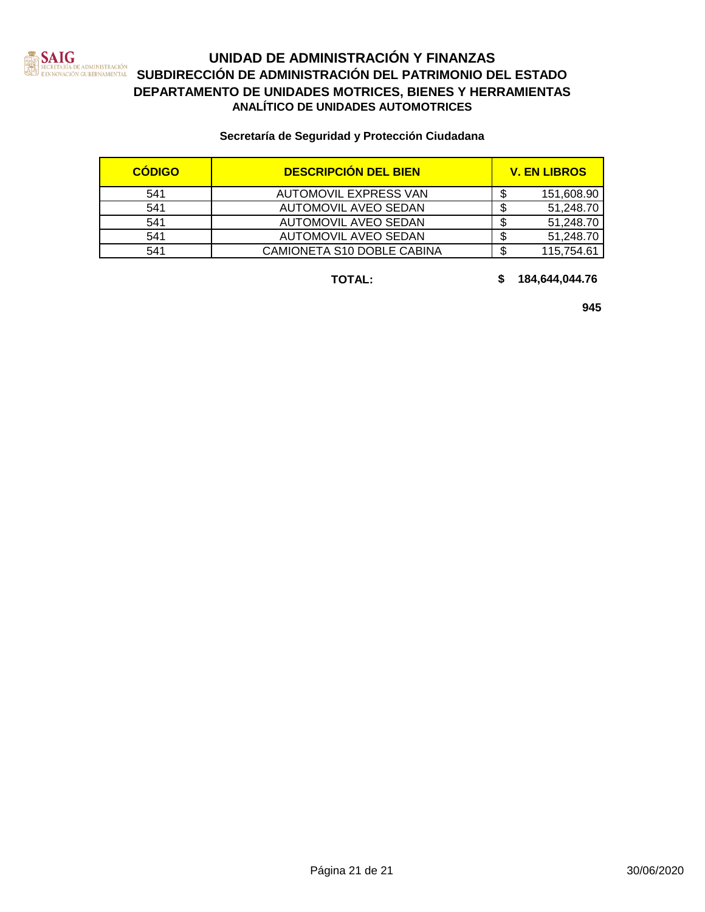# UNIDAD DE ADMINISTRACIÓN Y FINANZAS
## SUBDIRECCIÓN DE ADMINISTRACIÓN DEL PATRIMONIO DEL ESTADO
## DEPARTAMENTO DE UNIDADES MOTRICES, BIENES Y HERRAMIENTAS
### ANALÍTICO DE UNIDADES AUTOMOTRICES

**Secretaría de Seguridad y Protección Ciudadana**

| CÓDIGO | DESCRIPCIÓN DEL BIEN | V. EN LIBROS |
|---|---|---|
| 541 | AUTOMOVIL EXPRESS VAN | $ 151,608.90 |
| 541 | AUTOMOVIL AVEO SEDAN | $ 51,248.70 |
| 541 | AUTOMOVIL AVEO SEDAN | $ 51,248.70 |
| 541 | AUTOMOVIL AVEO SEDAN | $ 51,248.70 |
| 541 | CAMIONETA S10 DOBLE CABINA | $ 115,754.61 |

**TOTAL:** **$ 184,644,044.76**

**945**

30/06/2020